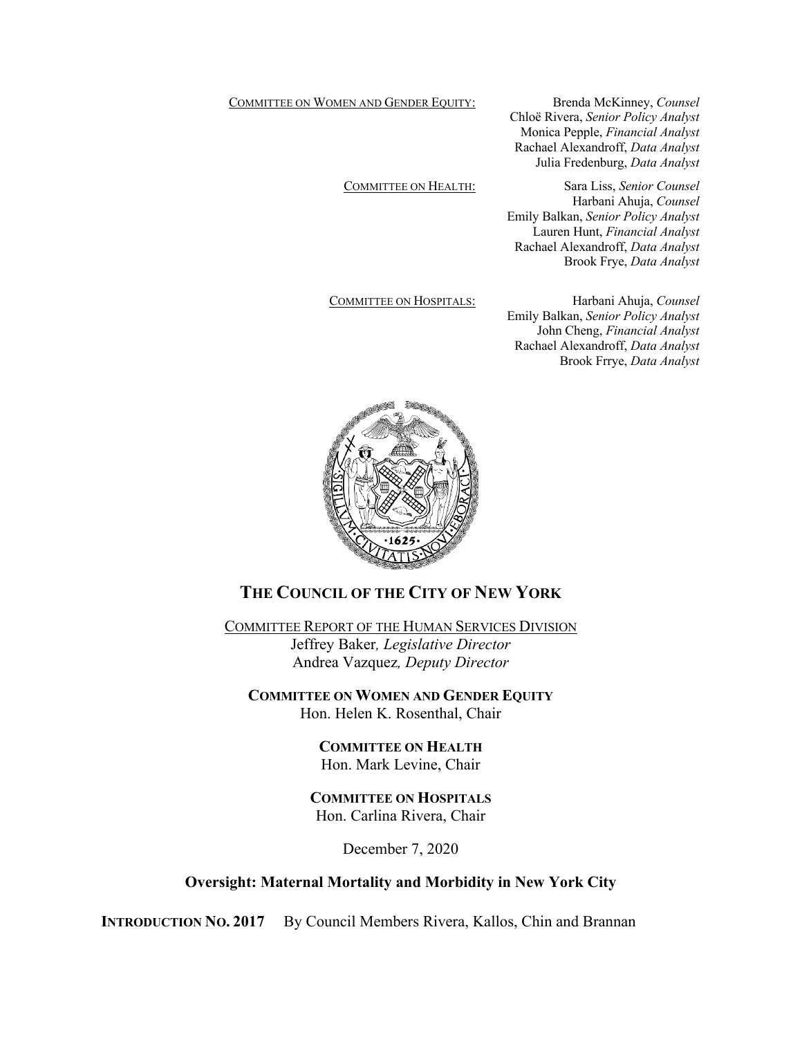COMMITTEE ON WOMEN AND GENDER EQUITY:

Brenda McKinney, *Counsel*
Chloë Rivera, *Senior Policy Analyst*
Monica Pepple, *Financial Analyst*
Rachael Alexandroff, *Data Analyst*
Julia Fredenburg, *Data Analyst*

COMMITTEE ON HEALTH:

Sara Liss, *Senior Counsel*
Harbani Ahuja, *Counsel*
Emily Balkan, *Senior Policy Analyst*
Lauren Hunt, *Financial Analyst*
Rachael Alexandroff, *Data Analyst*
Brook Frye, *Data Analyst*

COMMITTEE ON HOSPITALS:

Harbani Ahuja, *Counsel*
Emily Balkan, *Senior Policy Analyst*
John Cheng, *Financial Analyst*
Rachael Alexandroff, *Data Analyst*
Brook Frrye, *Data Analyst*

# THE COUNCIL OF THE CITY OF NEW YORK

COMMITTEE REPORT OF THE HUMAN SERVICES DIVISION
Jeffrey Baker*, Legislative Director*
Andrea Vazquez*, Deputy Director*

**COMMITTEE ON WOMEN AND GENDER EQUITY**
Hon. Helen K. Rosenthal, Chair

**COMMITTEE ON HEALTH**
Hon. Mark Levine, Chair

**COMMITTEE ON HOSPITALS**
Hon. Carlina Rivera, Chair

December 7, 2020

## Oversight: Maternal Mortality and Morbidity in New York City

**INTRODUCTION NO. 2017** By Council Members Rivera, Kallos, Chin and Brannan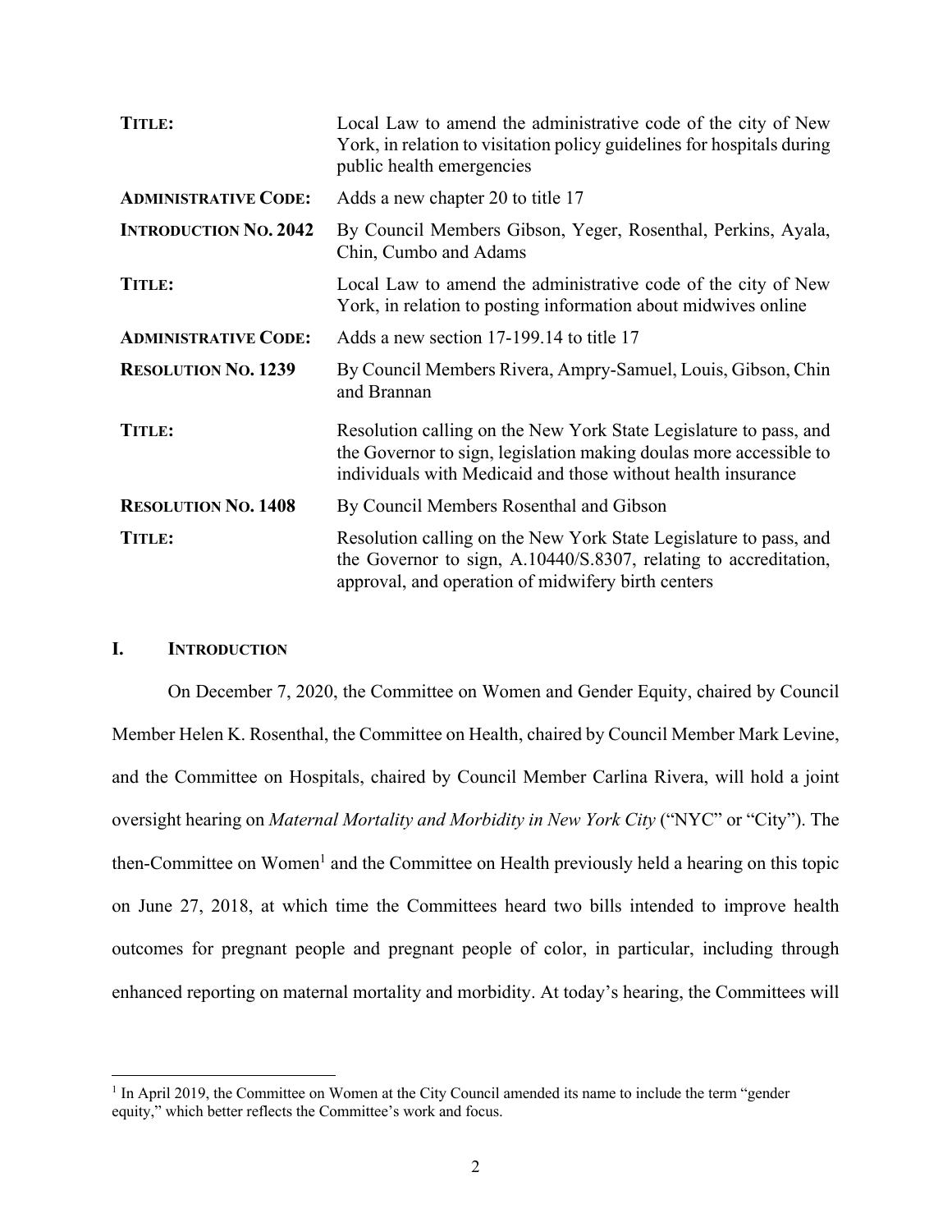| | |
|---|---|
| **TITLE:** | Local Law to amend the administrative code of the city of New York, in relation to visitation policy guidelines for hospitals during public health emergencies |
| **ADMINISTRATIVE CODE:** | Adds a new chapter 20 to title 17 |
| **INTRODUCTION NO. 2042** | By Council Members Gibson, Yeger, Rosenthal, Perkins, Ayala, Chin, Cumbo and Adams |
| **TITLE:** | Local Law to amend the administrative code of the city of New York, in relation to posting information about midwives online |
| **ADMINISTRATIVE CODE:** | Adds a new section 17-199.14 to title 17 |
| **RESOLUTION NO. 1239** | By Council Members Rivera, Ampry-Samuel, Louis, Gibson, Chin and Brannan |
| **TITLE:** | Resolution calling on the New York State Legislature to pass, and the Governor to sign, legislation making doulas more accessible to individuals with Medicaid and those without health insurance |
| **RESOLUTION NO. 1408** | By Council Members Rosenthal and Gibson |
| **TITLE:** | Resolution calling on the New York State Legislature to pass, and the Governor to sign, A.10440/S.8307, relating to accreditation, approval, and operation of midwifery birth centers |

## I. INTRODUCTION

On December 7, 2020, the Committee on Women and Gender Equity, chaired by Council Member Helen K. Rosenthal, the Committee on Health, chaired by Council Member Mark Levine, and the Committee on Hospitals, chaired by Council Member Carlina Rivera, will hold a joint oversight hearing on *Maternal Mortality and Morbidity in New York City* ("NYC" or "City"). The then-Committee on Women[1] and the Committee on Health previously held a hearing on this topic on June 27, 2018, at which time the Committees heard two bills intended to improve health outcomes for pregnant people and pregnant people of color, in particular, including through enhanced reporting on maternal mortality and morbidity. At today's hearing, the Committees will

[1] In April 2019, the Committee on Women at the City Council amended its name to include the term "gender equity," which better reflects the Committee's work and focus.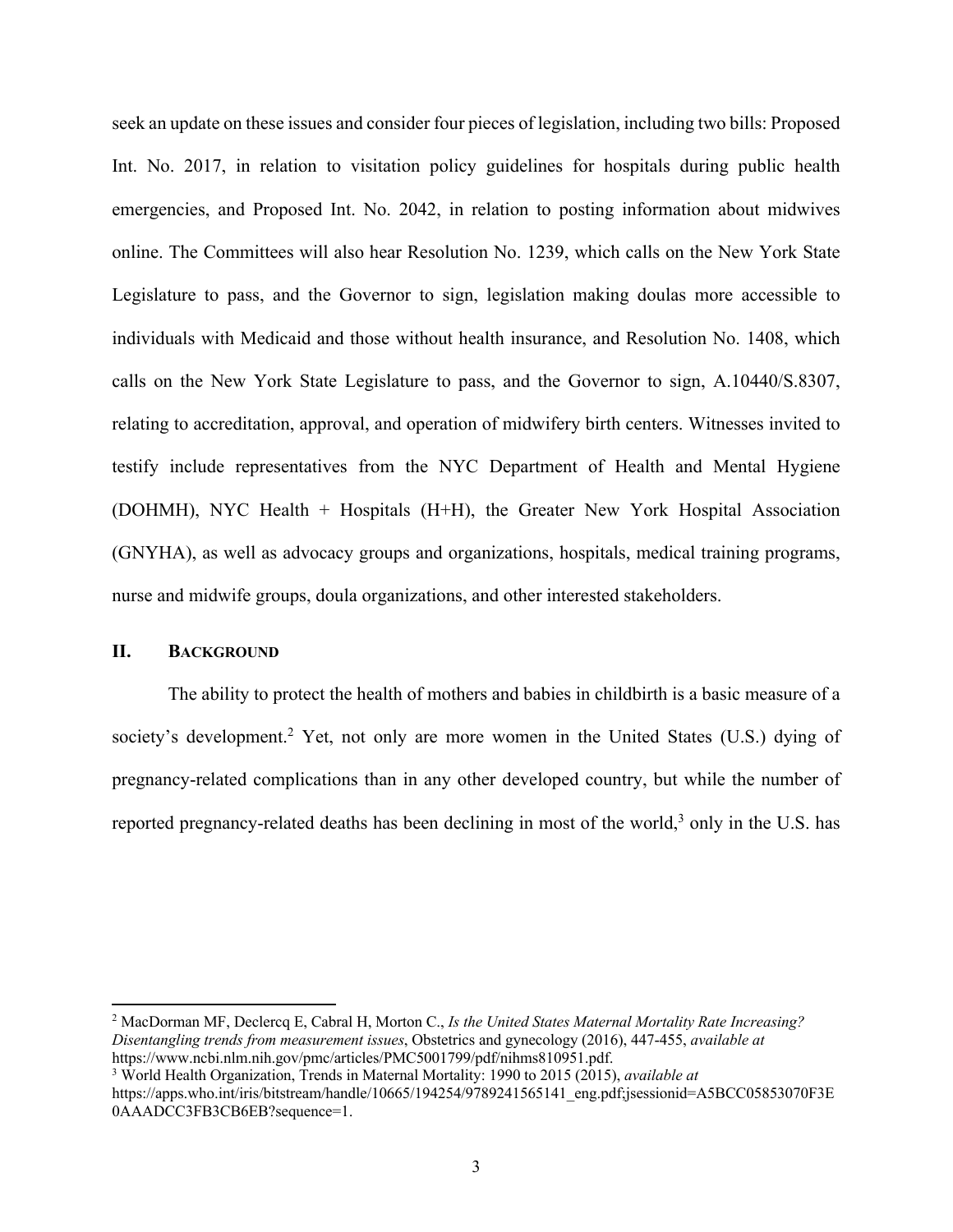seek an update on these issues and consider four pieces of legislation, including two bills: Proposed Int. No. 2017, in relation to visitation policy guidelines for hospitals during public health emergencies, and Proposed Int. No. 2042, in relation to posting information about midwives online. The Committees will also hear Resolution No. 1239, which calls on the New York State Legislature to pass, and the Governor to sign, legislation making doulas more accessible to individuals with Medicaid and those without health insurance, and Resolution No. 1408, which calls on the New York State Legislature to pass, and the Governor to sign, A.10440/S.8307, relating to accreditation, approval, and operation of midwifery birth centers. Witnesses invited to testify include representatives from the NYC Department of Health and Mental Hygiene (DOHMH), NYC Health + Hospitals (H+H), the Greater New York Hospital Association (GNYHA), as well as advocacy groups and organizations, hospitals, medical training programs, nurse and midwife groups, doula organizations, and other interested stakeholders.

## II. BACKGROUND

The ability to protect the health of mothers and babies in childbirth is a basic measure of a society's development.[2] Yet, not only are more women in the United States (U.S.) dying of pregnancy-related complications than in any other developed country, but while the number of reported pregnancy-related deaths has been declining in most of the world,[3] only in the U.S. has

---

[2] MacDorman MF, Declercq E, Cabral H, Morton C., *Is the United States Maternal Mortality Rate Increasing? Disentangling trends from measurement issues*, Obstetrics and gynecology (2016), 447-455, *available at* https://www.ncbi.nlm.nih.gov/pmc/articles/PMC5001799/pdf/nihms810951.pdf.

[3] World Health Organization, Trends in Maternal Mortality: 1990 to 2015 (2015), *available at* https://apps.who.int/iris/bitstream/handle/10665/194254/9789241565141_eng.pdf;jsessionid=A5BCC05853070F3E0AAADCC3FB3CB6EB?sequence=1.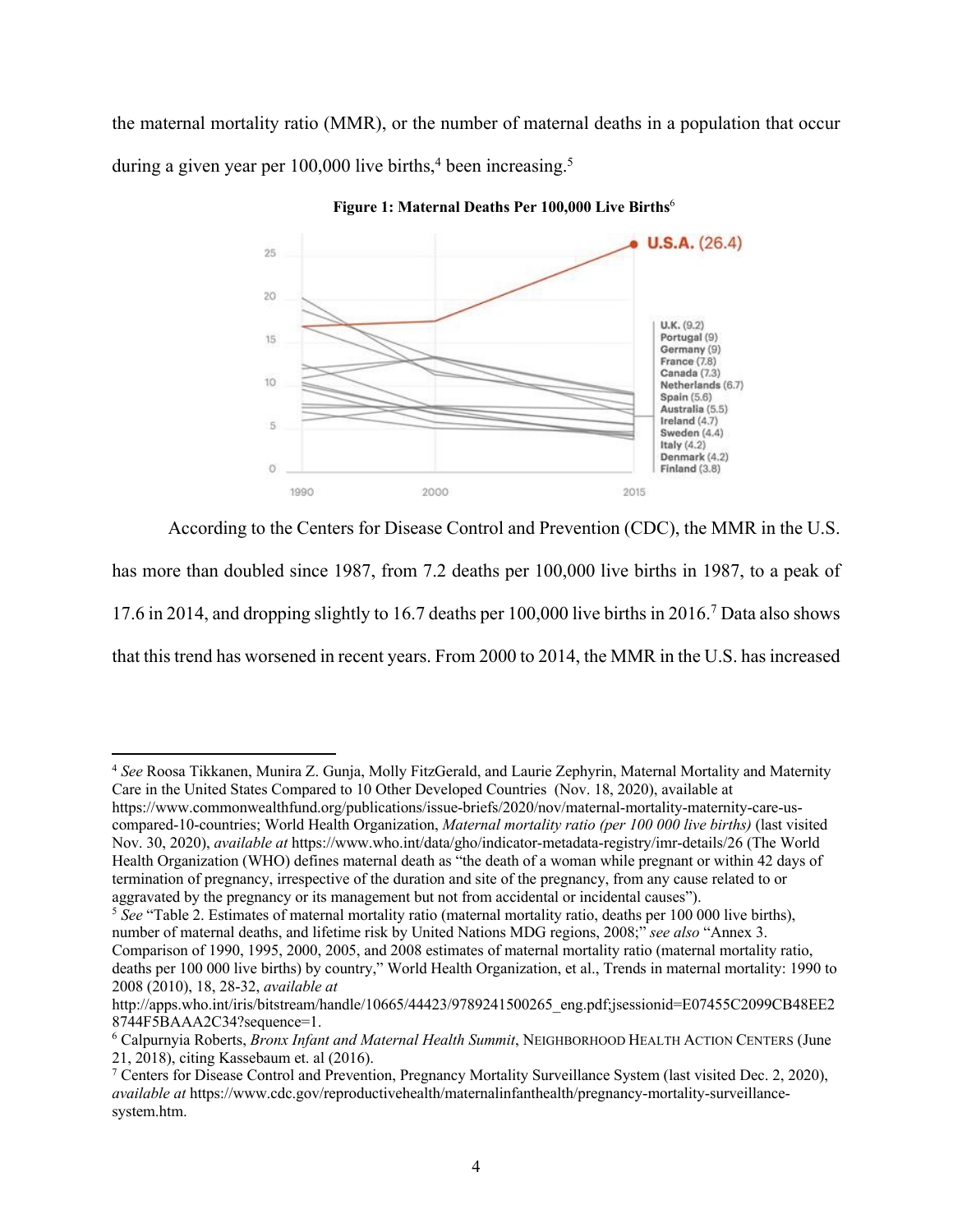the maternal mortality ratio (MMR), or the number of maternal deaths in a population that occur during a given year per 100,000 live births,[4] been increasing.[5]

**Figure 1: Maternal Deaths Per 100,000 Live Births**[6]

According to the Centers for Disease Control and Prevention (CDC), the MMR in the U.S. has more than doubled since 1987, from 7.2 deaths per 100,000 live births in 1987, to a peak of 17.6 in 2014, and dropping slightly to 16.7 deaths per 100,000 live births in 2016.[7] Data also shows that this trend has worsened in recent years. From 2000 to 2014, the MMR in the U.S. has increased

---

[4] *See* Roosa Tikkanen, Munira Z. Gunja, Molly FitzGerald, and Laurie Zephyrin, Maternal Mortality and Maternity Care in the United States Compared to 10 Other Developed Countries (Nov. 18, 2020), available at https://www.commonwealthfund.org/publications/issue-briefs/2020/nov/maternal-mortality-maternity-care-us-compared-10-countries; World Health Organization, *Maternal mortality ratio (per 100 000 live births)* (last visited Nov. 30, 2020), *available at* https://www.who.int/data/gho/indicator-metadata-registry/imr-details/26 (The World Health Organization (WHO) defines maternal death as "the death of a woman while pregnant or within 42 days of termination of pregnancy, irrespective of the duration and site of the pregnancy, from any cause related to or aggravated by the pregnancy or its management but not from accidental or incidental causes").

[5] *See* "Table 2. Estimates of maternal mortality ratio (maternal mortality ratio, deaths per 100 000 live births), number of maternal deaths, and lifetime risk by United Nations MDG regions, 2008;" *see also* "Annex 3. Comparison of 1990, 1995, 2000, 2005, and 2008 estimates of maternal mortality ratio (maternal mortality ratio, deaths per 100 000 live births) by country," World Health Organization, et al., Trends in maternal mortality: 1990 to 2008 (2010), 18, 28-32, *available at* http://apps.who.int/iris/bitstream/handle/10665/44423/9789241500265_eng.pdf;jsessionid=E07455C2099CB48EE28744F5BAAA2C34?sequence=1.

[6] Calpurnyia Roberts, *Bronx Infant and Maternal Health Summit*, NEIGHBORHOOD HEALTH ACTION CENTERS (June 21, 2018), citing Kassebaum et. al (2016).

[7] Centers for Disease Control and Prevention, Pregnancy Mortality Surveillance System (last visited Dec. 2, 2020), *available at* https://www.cdc.gov/reproductivehealth/maternalinfanthealth/pregnancy-mortality-surveillance-system.htm.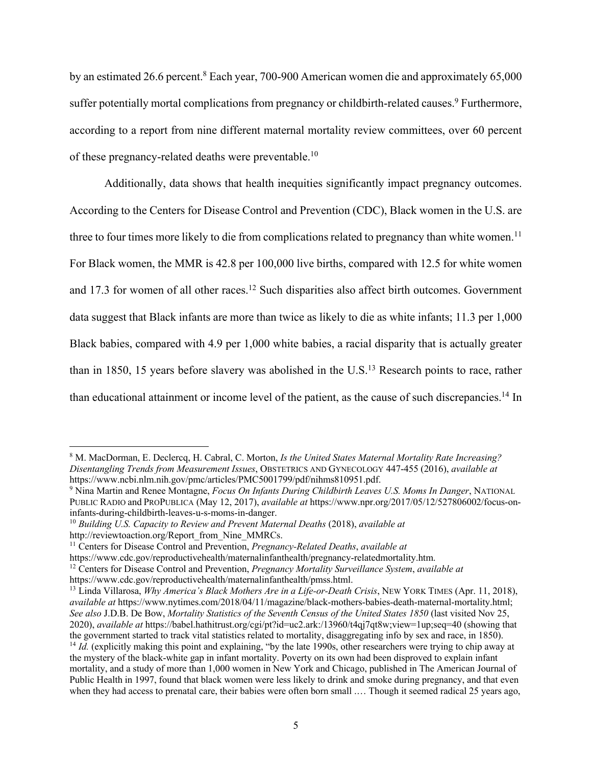by an estimated 26.6 percent.[8] Each year, 700-900 American women die and approximately 65,000 suffer potentially mortal complications from pregnancy or childbirth-related causes.[9] Furthermore, according to a report from nine different maternal mortality review committees, over 60 percent of these pregnancy-related deaths were preventable.[10]

Additionally, data shows that health inequities significantly impact pregnancy outcomes. According to the Centers for Disease Control and Prevention (CDC), Black women in the U.S. are three to four times more likely to die from complications related to pregnancy than white women.[11] For Black women, the MMR is 42.8 per 100,000 live births, compared with 12.5 for white women and 17.3 for women of all other races.[12] Such disparities also affect birth outcomes. Government data suggest that Black infants are more than twice as likely to die as white infants; 11.3 per 1,000 Black babies, compared with 4.9 per 1,000 white babies, a racial disparity that is actually greater than in 1850, 15 years before slavery was abolished in the U.S.[13] Research points to race, rather than educational attainment or income level of the patient, as the cause of such discrepancies.[14] In

---

[8] M. MacDorman, E. Declercq, H. Cabral, C. Morton, *Is the United States Maternal Mortality Rate Increasing? Disentangling Trends from Measurement Issues*, OBSTETRICS AND GYNECOLOGY 447-455 (2016), *available at* https://www.ncbi.nlm.nih.gov/pmc/articles/PMC5001799/pdf/nihms810951.pdf.

[9] Nina Martin and Renee Montagne, *Focus On Infants During Childbirth Leaves U.S. Moms In Danger*, NATIONAL PUBLIC RADIO and PROPUBLICA (May 12, 2017), *available at* https://www.npr.org/2017/05/12/527806002/focus-on-infants-during-childbirth-leaves-u-s-moms-in-danger.

[10] *Building U.S. Capacity to Review and Prevent Maternal Deaths* (2018), *available at* http://reviewtoaction.org/Report_from_Nine_MMRCs.

[11] Centers for Disease Control and Prevention, *Pregnancy-Related Deaths*, *available at* https://www.cdc.gov/reproductivehealth/maternalinfanthealth/pregnancy-relatedmortality.htm.

[12] Centers for Disease Control and Prevention, *Pregnancy Mortality Surveillance System*, *available at* https://www.cdc.gov/reproductivehealth/maternalinfanthealth/pmss.html.

[13] Linda Villarosa, *Why America's Black Mothers Are in a Life-or-Death Crisis*, NEW YORK TIMES (Apr. 11, 2018), *available at* https://www.nytimes.com/2018/04/11/magazine/black-mothers-babies-death-maternal-mortality.html; *See also* J.D.B. De Bow, *Mortality Statistics of the Seventh Census of the United States 1850* (last visited Nov 25, 2020), *available at* https://babel.hathitrust.org/cgi/pt?id=uc2.ark:/13960/t4qj7qt8w;view=1up;seq=40 (showing that the government started to track vital statistics related to mortality, disaggregating info by sex and race, in 1850).

[14] *Id.* (explicitly making this point and explaining, "by the late 1990s, other researchers were trying to chip away at the mystery of the black-white gap in infant mortality. Poverty on its own had been disproved to explain infant mortality, and a study of more than 1,000 women in New York and Chicago, published in The American Journal of Public Health in 1997, found that black women were less likely to drink and smoke during pregnancy, and that even when they had access to prenatal care, their babies were often born small …. Though it seemed radical 25 years ago,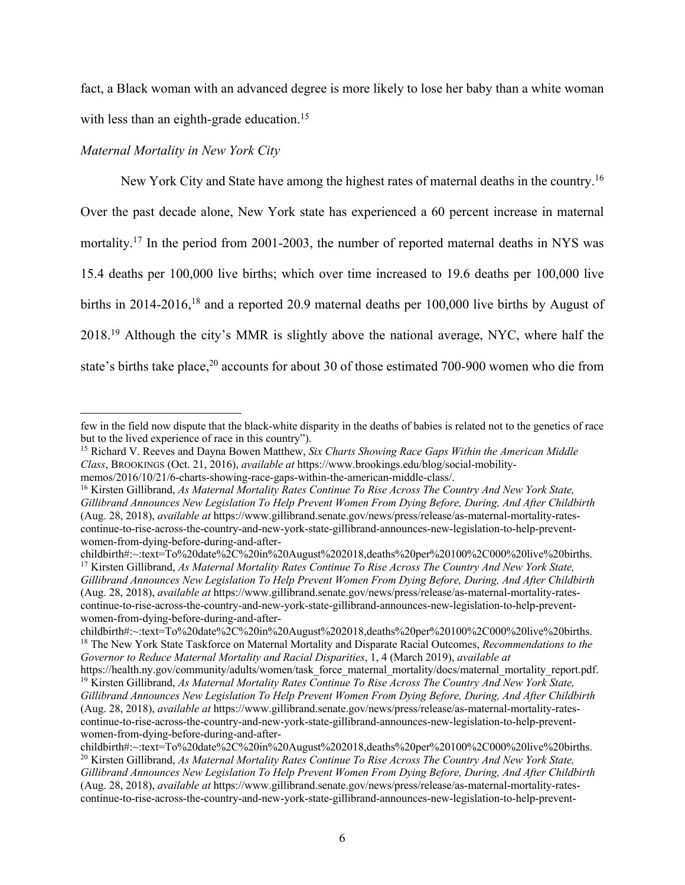fact, a Black woman with an advanced degree is more likely to lose her baby than a white woman with less than an eighth-grade education.[15]

*Maternal Mortality in New York City*

New York City and State have among the highest rates of maternal deaths in the country.[16] Over the past decade alone, New York state has experienced a 60 percent increase in maternal mortality.[17] In the period from 2001-2003, the number of reported maternal deaths in NYS was 15.4 deaths per 100,000 live births; which over time increased to 19.6 deaths per 100,000 live births in 2014-2016,[18] and a reported 20.9 maternal deaths per 100,000 live births by August of 2018.[19] Although the city's MMR is slightly above the national average, NYC, where half the state's births take place,[20] accounts for about 30 of those estimated 700-900 women who die from

---

few in the field now dispute that the black-white disparity in the deaths of babies is related not to the genetics of race but to the lived experience of race in this country").

[15] Richard V. Reeves and Dayna Bowen Matthew, *Six Charts Showing Race Gaps Within the American Middle Class*, BROOKINGS (Oct. 21, 2016), *available at* https://www.brookings.edu/blog/social-mobility-memos/2016/10/21/6-charts-showing-race-gaps-within-the-american-middle-class/.

[16] Kirsten Gillibrand, *As Maternal Mortality Rates Continue To Rise Across The Country And New York State, Gillibrand Announces New Legislation To Help Prevent Women From Dying Before, During, And After Childbirth* (Aug. 28, 2018), *available at* https://www.gillibrand.senate.gov/news/press/release/as-maternal-mortality-rates-continue-to-rise-across-the-country-and-new-york-state-gillibrand-announces-new-legislation-to-help-prevent-women-from-dying-before-during-and-after-childbirth#:~:text=To%20date%2C%20in%20August%202018,deaths%20per%20100%2C000%20live%20births.

[17] Kirsten Gillibrand, *As Maternal Mortality Rates Continue To Rise Across The Country And New York State, Gillibrand Announces New Legislation To Help Prevent Women From Dying Before, During, And After Childbirth* (Aug. 28, 2018), *available at* https://www.gillibrand.senate.gov/news/press/release/as-maternal-mortality-rates-continue-to-rise-across-the-country-and-new-york-state-gillibrand-announces-new-legislation-to-help-prevent-women-from-dying-before-during-and-after-childbirth#:~:text=To%20date%2C%20in%20August%202018,deaths%20per%20100%2C000%20live%20births.

[18] The New York State Taskforce on Maternal Mortality and Disparate Racial Outcomes, *Recommendations to the Governor to Reduce Maternal Mortality and Racial Disparities*, 1, 4 (March 2019), *available at* https://health.ny.gov/community/adults/women/task_force_maternal_mortality/docs/maternal_mortality_report.pdf.

[19] Kirsten Gillibrand, *As Maternal Mortality Rates Continue To Rise Across The Country And New York State, Gillibrand Announces New Legislation To Help Prevent Women From Dying Before, During, And After Childbirth* (Aug. 28, 2018), *available at* https://www.gillibrand.senate.gov/news/press/release/as-maternal-mortality-rates-continue-to-rise-across-the-country-and-new-york-state-gillibrand-announces-new-legislation-to-help-prevent-women-from-dying-before-during-and-after-childbirth#:~:text=To%20date%2C%20in%20August%202018,deaths%20per%20100%2C000%20live%20births.

[20] Kirsten Gillibrand, *As Maternal Mortality Rates Continue To Rise Across The Country And New York State, Gillibrand Announces New Legislation To Help Prevent Women From Dying Before, During, And After Childbirth* (Aug. 28, 2018), *available at* https://www.gillibrand.senate.gov/news/press/release/as-maternal-mortality-rates-continue-to-rise-across-the-country-and-new-york-state-gillibrand-announces-new-legislation-to-help-prevent-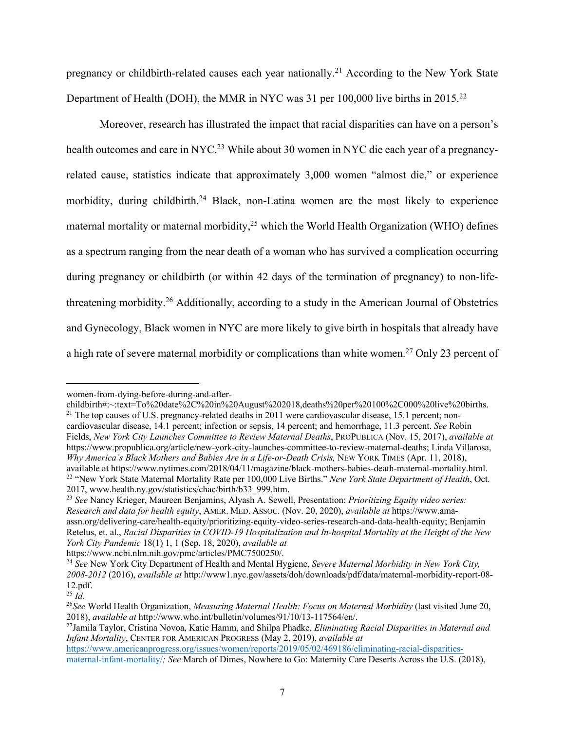pregnancy or childbirth-related causes each year nationally.[21] According to the New York State Department of Health (DOH), the MMR in NYC was 31 per 100,000 live births in 2015.[22]

Moreover, research has illustrated the impact that racial disparities can have on a person's health outcomes and care in NYC.[23] While about 30 women in NYC die each year of a pregnancy-related cause, statistics indicate that approximately 3,000 women "almost die," or experience morbidity, during childbirth.[24] Black, non-Latina women are the most likely to experience maternal mortality or maternal morbidity,[25] which the World Health Organization (WHO) defines as a spectrum ranging from the near death of a woman who has survived a complication occurring during pregnancy or childbirth (or within 42 days of the termination of pregnancy) to non-life-threatening morbidity.[26] Additionally, according to a study in the American Journal of Obstetrics and Gynecology, Black women in NYC are more likely to give birth in hospitals that already have a high rate of severe maternal morbidity or complications than white women.[27] Only 23 percent of

---

women-from-dying-before-during-and-after-childbirth#:~:text=To%20date%2C%20in%20August%202018,deaths%20per%20100%2C000%20live%20births.

[21] The top causes of U.S. pregnancy-related deaths in 2011 were cardiovascular disease, 15.1 percent; non-cardiovascular disease, 14.1 percent; infection or sepsis, 14 percent; and hemorrhage, 11.3 percent. *See* Robin Fields, *New York City Launches Committee to Review Maternal Deaths*, PROPUBLICA (Nov. 15, 2017), *available at* https://www.propublica.org/article/new-york-city-launches-committee-to-review-maternal-deaths; Linda Villarosa, *Why America's Black Mothers and Babies Are in a Life-or-Death Crisis,* NEW YORK TIMES (Apr. 11, 2018), available at https://www.nytimes.com/2018/04/11/magazine/black-mothers-babies-death-maternal-mortality.html.

[22] "New York State Maternal Mortality Rate per 100,000 Live Births." *New York State Department of Health*, Oct. 2017, www.health.ny.gov/statistics/chac/birth/b33_999.htm.

[23] *See* Nancy Krieger, Maureen Benjamins, Alyash A. Sewell, Presentation: *Prioritizing Equity video series: Research and data for health equity*, AMER. MED. ASSOC. (Nov. 20, 2020), *available at* https://www.ama-assn.org/delivering-care/health-equity/prioritizing-equity-video-series-research-and-data-health-equity; Benjamin Retelus, et. al., *Racial Disparities in COVID-19 Hospitalization and In-hospital Mortality at the Height of the New York City Pandemic* 18(1) 1, 1 (Sep. 18, 2020), *available at* https://www.ncbi.nlm.nih.gov/pmc/articles/PMC7500250/.

[24] *See* New York City Department of Health and Mental Hygiene, *Severe Maternal Morbidity in New York City, 2008-2012* (2016), *available at* http://www1.nyc.gov/assets/doh/downloads/pdf/data/maternal-morbidity-report-08-12.pdf.

[25] *Id.*

[26] *See* World Health Organization, *Measuring Maternal Health: Focus on Maternal Morbidity* (last visited June 20, 2018), *available at* http://www.who.int/bulletin/volumes/91/10/13-117564/en/.

[27] Jamila Taylor, Cristina Novoa, Katie Hamm, and Shilpa Phadke, *Eliminating Racial Disparities in Maternal and Infant Mortality*, CENTER FOR AMERICAN PROGRESS (May 2, 2019), *available at* https://www.americanprogress.org/issues/women/reports/2019/05/02/469186/eliminating-racial-disparities-maternal-infant-mortality/*; See* March of Dimes, Nowhere to Go: Maternity Care Deserts Across the U.S. (2018),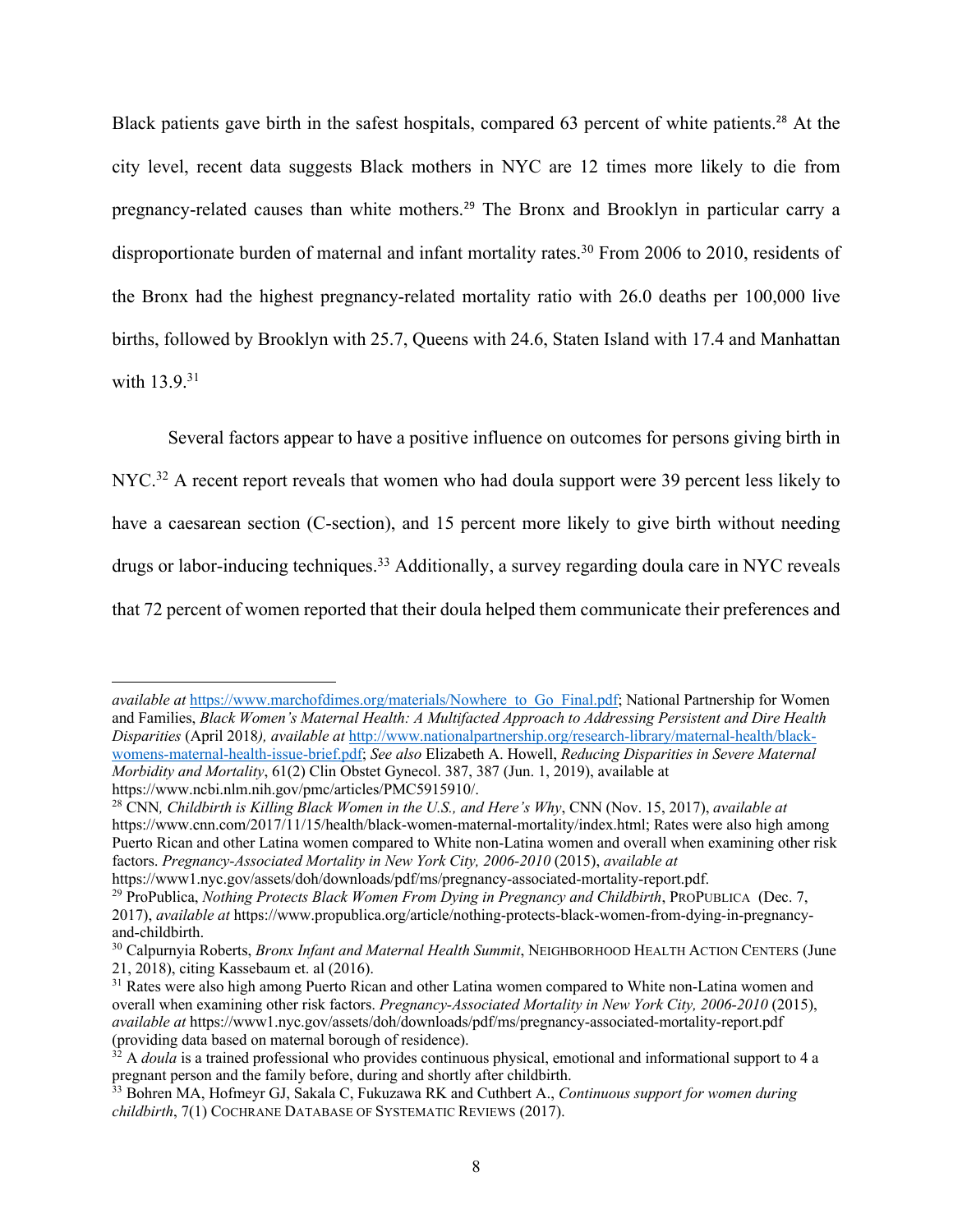Black patients gave birth in the safest hospitals, compared 63 percent of white patients.[28] At the city level, recent data suggests Black mothers in NYC are 12 times more likely to die from pregnancy-related causes than white mothers.[29] The Bronx and Brooklyn in particular carry a disproportionate burden of maternal and infant mortality rates.[30] From 2006 to 2010, residents of the Bronx had the highest pregnancy-related mortality ratio with 26.0 deaths per 100,000 live births, followed by Brooklyn with 25.7, Queens with 24.6, Staten Island with 17.4 and Manhattan with 13.9.[31]

Several factors appear to have a positive influence on outcomes for persons giving birth in NYC.[32] A recent report reveals that women who had doula support were 39 percent less likely to have a caesarean section (C-section), and 15 percent more likely to give birth without needing drugs or labor-inducing techniques.[33] Additionally, a survey regarding doula care in NYC reveals that 72 percent of women reported that their doula helped them communicate their preferences and

---

*available at* https://www.marchofdimes.org/materials/Nowhere_to_Go_Final.pdf; National Partnership for Women and Families, *Black Women's Maternal Health: A Multifacted Approach to Addressing Persistent and Dire Health Disparities* (April 2018*), available at* http://www.nationalpartnership.org/research-library/maternal-health/black-womens-maternal-health-issue-brief.pdf; *See also* Elizabeth A. Howell, *Reducing Disparities in Severe Maternal Morbidity and Mortality*, 61(2) Clin Obstet Gynecol. 387, 387 (Jun. 1, 2019), available at https://www.ncbi.nlm.nih.gov/pmc/articles/PMC5915910/.

[28] CNN*, Childbirth is Killing Black Women in the U.S., and Here's Why*, CNN (Nov. 15, 2017), *available at* https://www.cnn.com/2017/11/15/health/black-women-maternal-mortality/index.html; Rates were also high among Puerto Rican and other Latina women compared to White non-Latina women and overall when examining other risk factors. *Pregnancy-Associated Mortality in New York City, 2006-2010* (2015), *available at* https://www1.nyc.gov/assets/doh/downloads/pdf/ms/pregnancy-associated-mortality-report.pdf.

[29] ProPublica, *Nothing Protects Black Women From Dying in Pregnancy and Childbirth*, PROPUBLICA (Dec. 7, 2017), *available at* https://www.propublica.org/article/nothing-protects-black-women-from-dying-in-pregnancy-and-childbirth.

[30] Calpurnyia Roberts, *Bronx Infant and Maternal Health Summit*, NEIGHBORHOOD HEALTH ACTION CENTERS (June 21, 2018), citing Kassebaum et. al (2016).

[31] Rates were also high among Puerto Rican and other Latina women compared to White non-Latina women and overall when examining other risk factors. *Pregnancy-Associated Mortality in New York City, 2006-2010* (2015), *available at* https://www1.nyc.gov/assets/doh/downloads/pdf/ms/pregnancy-associated-mortality-report.pdf (providing data based on maternal borough of residence).

[32] A *doula* is a trained professional who provides continuous physical, emotional and informational support to 4 a pregnant person and the family before, during and shortly after childbirth.

[33] Bohren MA, Hofmeyr GJ, Sakala C, Fukuzawa RK and Cuthbert A., *Continuous support for women during childbirth*, 7(1) COCHRANE DATABASE OF SYSTEMATIC REVIEWS (2017).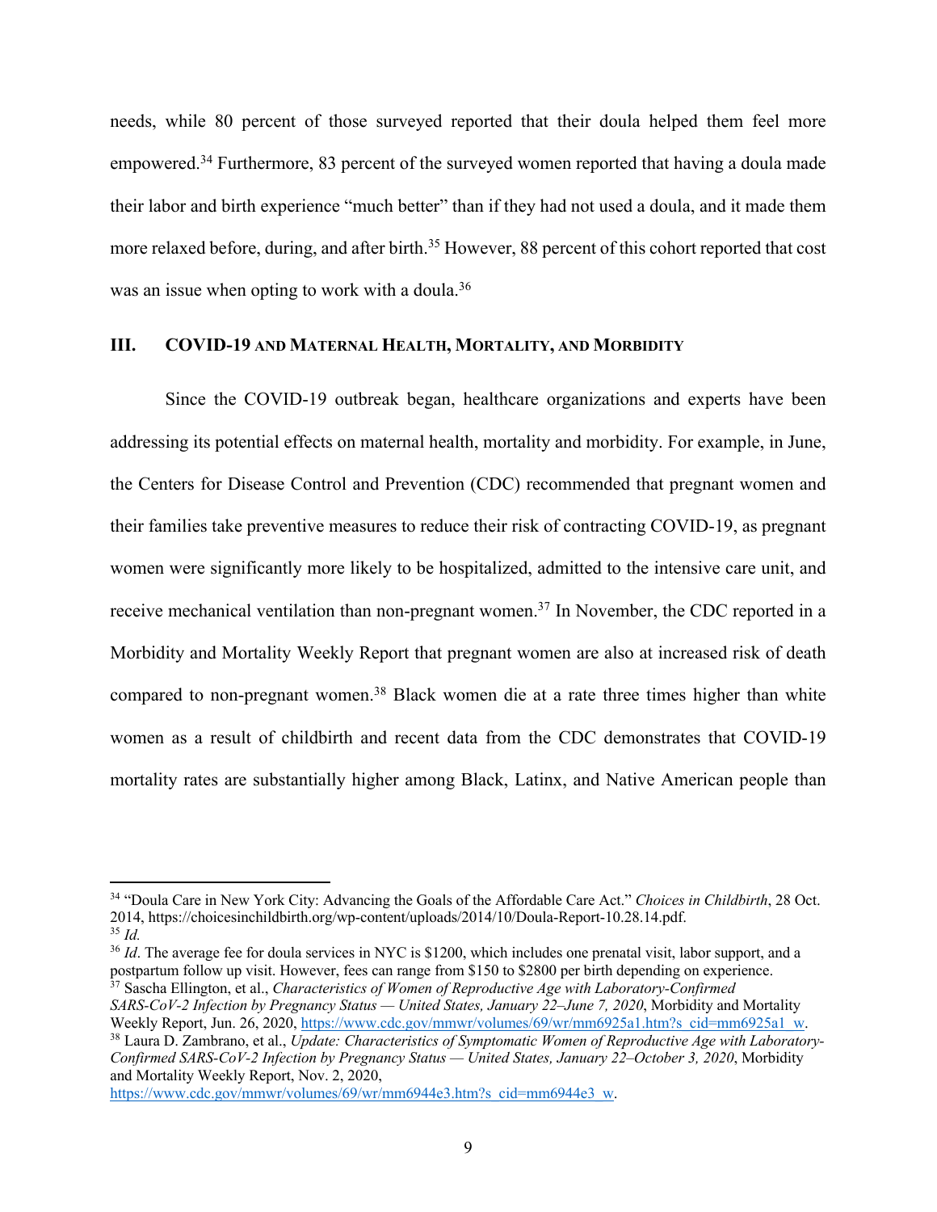needs, while 80 percent of those surveyed reported that their doula helped them feel more empowered.[34] Furthermore, 83 percent of the surveyed women reported that having a doula made their labor and birth experience "much better" than if they had not used a doula, and it made them more relaxed before, during, and after birth.[35] However, 88 percent of this cohort reported that cost was an issue when opting to work with a doula.[36]

## III. COVID-19 and Maternal Health, Mortality, and Morbidity

Since the COVID-19 outbreak began, healthcare organizations and experts have been addressing its potential effects on maternal health, mortality and morbidity. For example, in June, the Centers for Disease Control and Prevention (CDC) recommended that pregnant women and their families take preventive measures to reduce their risk of contracting COVID-19, as pregnant women were significantly more likely to be hospitalized, admitted to the intensive care unit, and receive mechanical ventilation than non-pregnant women.[37] In November, the CDC reported in a Morbidity and Mortality Weekly Report that pregnant women are also at increased risk of death compared to non-pregnant women.[38] Black women die at a rate three times higher than white women as a result of childbirth and recent data from the CDC demonstrates that COVID-19 mortality rates are substantially higher among Black, Latinx, and Native American people than

---

[34] "Doula Care in New York City: Advancing the Goals of the Affordable Care Act." *Choices in Childbirth*, 28 Oct. 2014, https://choicesinchildbirth.org/wp-content/uploads/2014/10/Doula-Report-10.28.14.pdf.

[35] *Id.*

[36] *Id*. The average fee for doula services in NYC is $1200, which includes one prenatal visit, labor support, and a postpartum follow up visit. However, fees can range from $150 to $2800 per birth depending on experience.

[37] Sascha Ellington, et al., *Characteristics of Women of Reproductive Age with Laboratory-Confirmed SARS-CoV-2 Infection by Pregnancy Status — United States, January 22–June 7, 2020*, Morbidity and Mortality Weekly Report, Jun. 26, 2020, https://www.cdc.gov/mmwr/volumes/69/wr/mm6925a1.htm?s_cid=mm6925a1_w.

[38] Laura D. Zambrano, et al., *Update: Characteristics of Symptomatic Women of Reproductive Age with Laboratory-Confirmed SARS-CoV-2 Infection by Pregnancy Status — United States, January 22–October 3, 2020*, Morbidity and Mortality Weekly Report, Nov. 2, 2020, https://www.cdc.gov/mmwr/volumes/69/wr/mm6944e3.htm?s_cid=mm6944e3_w.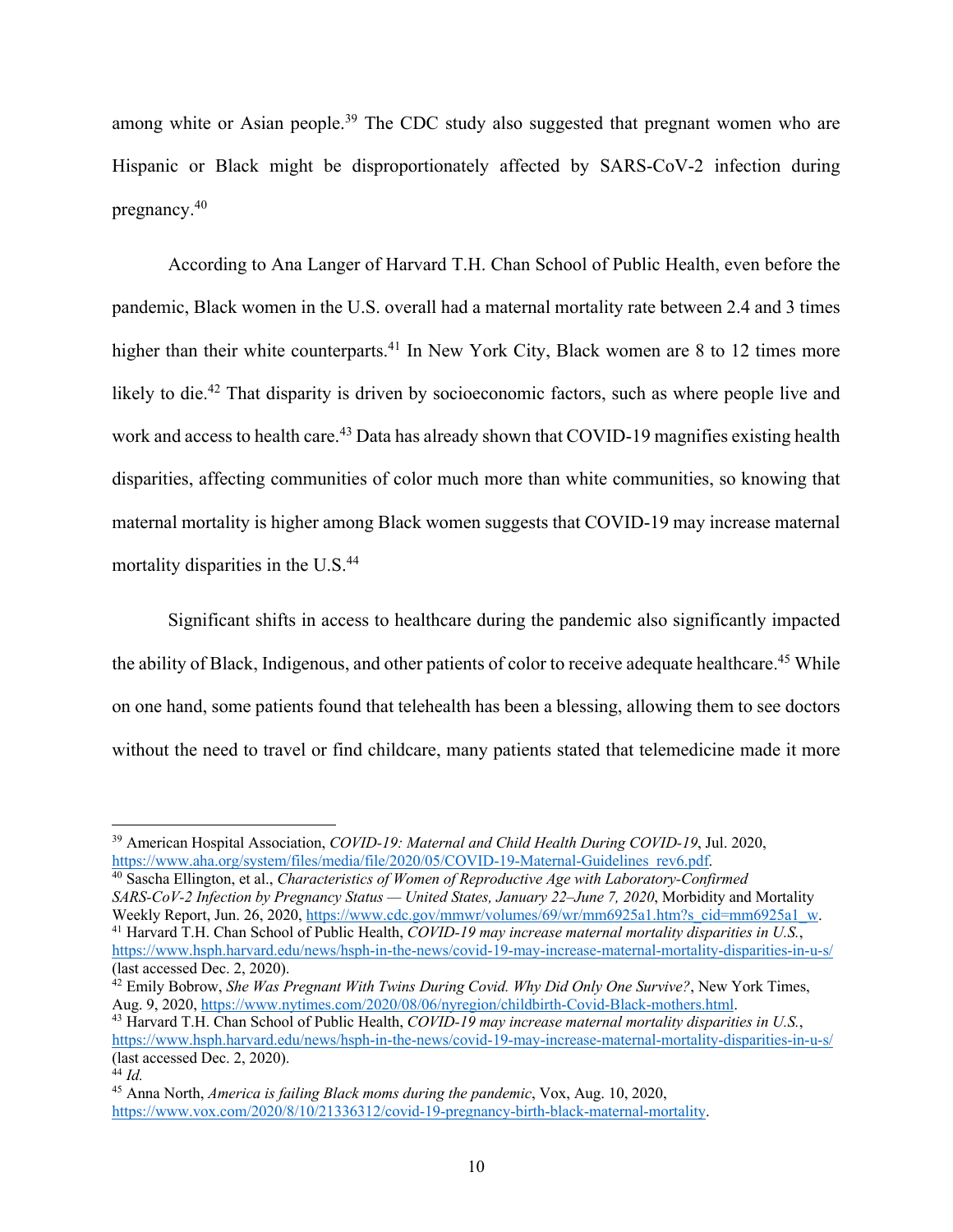among white or Asian people.[39] The CDC study also suggested that pregnant women who are Hispanic or Black might be disproportionately affected by SARS-CoV-2 infection during pregnancy.[40]

According to Ana Langer of Harvard T.H. Chan School of Public Health, even before the pandemic, Black women in the U.S. overall had a maternal mortality rate between 2.4 and 3 times higher than their white counterparts.[41] In New York City, Black women are 8 to 12 times more likely to die.[42] That disparity is driven by socioeconomic factors, such as where people live and work and access to health care.[43] Data has already shown that COVID-19 magnifies existing health disparities, affecting communities of color much more than white communities, so knowing that maternal mortality is higher among Black women suggests that COVID-19 may increase maternal mortality disparities in the U.S.[44]

Significant shifts in access to healthcare during the pandemic also significantly impacted the ability of Black, Indigenous, and other patients of color to receive adequate healthcare.[45] While on one hand, some patients found that telehealth has been a blessing, allowing them to see doctors without the need to travel or find childcare, many patients stated that telemedicine made it more

---

[39] American Hospital Association, *COVID-19: Maternal and Child Health During COVID-19*, Jul. 2020, https://www.aha.org/system/files/media/file/2020/05/COVID-19-Maternal-Guidelines_rev6.pdf.

[40] Sascha Ellington, et al., *Characteristics of Women of Reproductive Age with Laboratory-Confirmed SARS-CoV-2 Infection by Pregnancy Status — United States, January 22–June 7, 2020*, Morbidity and Mortality Weekly Report, Jun. 26, 2020, https://www.cdc.gov/mmwr/volumes/69/wr/mm6925a1.htm?s_cid=mm6925a1_w.

[41] Harvard T.H. Chan School of Public Health, *COVID-19 may increase maternal mortality disparities in U.S.*, https://www.hsph.harvard.edu/news/hsph-in-the-news/covid-19-may-increase-maternal-mortality-disparities-in-u-s/ (last accessed Dec. 2, 2020).

[42] Emily Bobrow, *She Was Pregnant With Twins During Covid. Why Did Only One Survive?*, New York Times, Aug. 9, 2020, https://www.nytimes.com/2020/08/06/nyregion/childbirth-Covid-Black-mothers.html.

[43] Harvard T.H. Chan School of Public Health, *COVID-19 may increase maternal mortality disparities in U.S.*, https://www.hsph.harvard.edu/news/hsph-in-the-news/covid-19-may-increase-maternal-mortality-disparities-in-u-s/ (last accessed Dec. 2, 2020).

[44] *Id.*

[45] Anna North, *America is failing Black moms during the pandemic*, Vox, Aug. 10, 2020, https://www.vox.com/2020/8/10/21336312/covid-19-pregnancy-birth-black-maternal-mortality.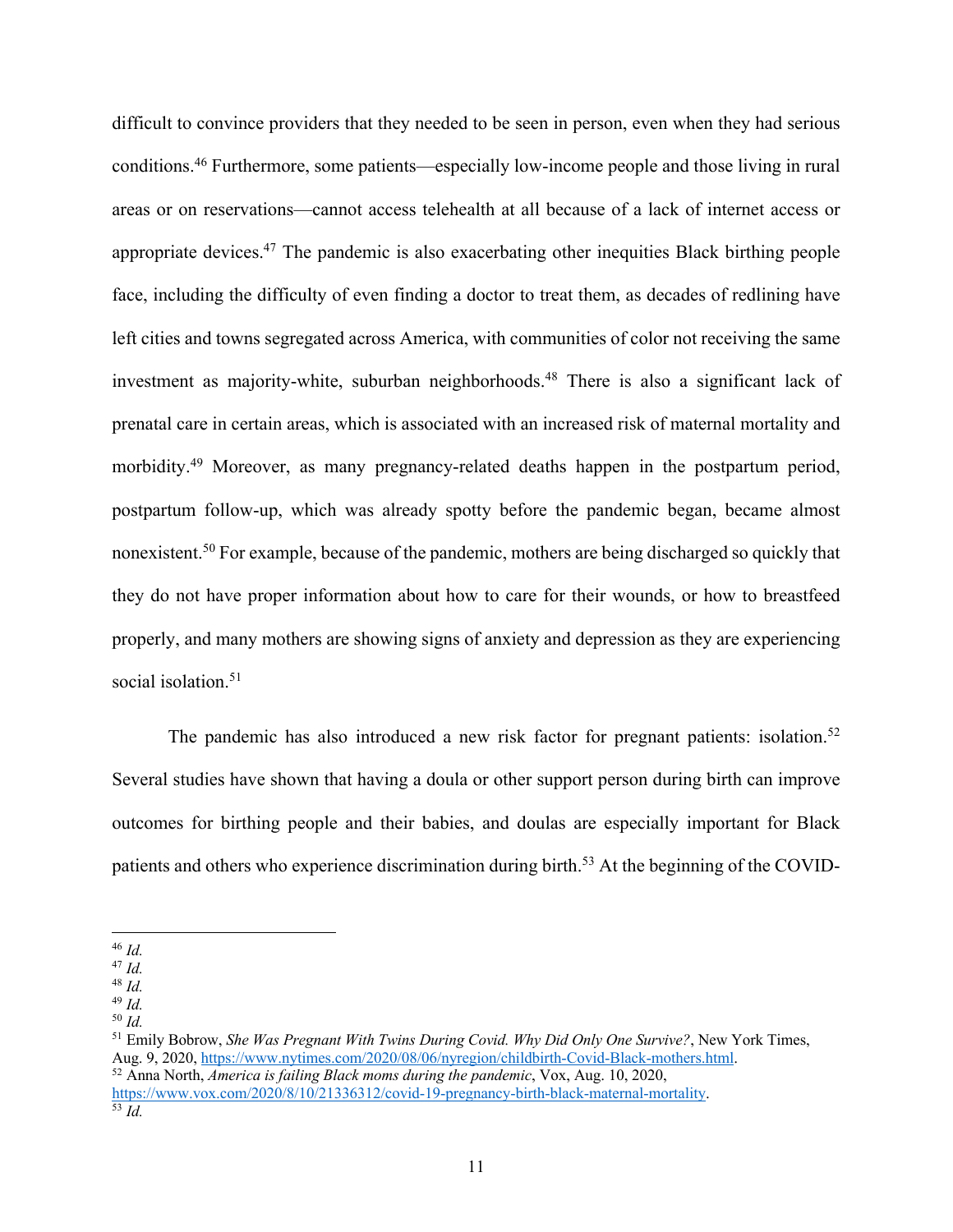difficult to convince providers that they needed to be seen in person, even when they had serious conditions.[46] Furthermore, some patients—especially low-income people and those living in rural areas or on reservations—cannot access telehealth at all because of a lack of internet access or appropriate devices.[47] The pandemic is also exacerbating other inequities Black birthing people face, including the difficulty of even finding a doctor to treat them, as decades of redlining have left cities and towns segregated across America, with communities of color not receiving the same investment as majority-white, suburban neighborhoods.[48] There is also a significant lack of prenatal care in certain areas, which is associated with an increased risk of maternal mortality and morbidity.[49] Moreover, as many pregnancy-related deaths happen in the postpartum period, postpartum follow-up, which was already spotty before the pandemic began, became almost nonexistent.[50] For example, because of the pandemic, mothers are being discharged so quickly that they do not have proper information about how to care for their wounds, or how to breastfeed properly, and many mothers are showing signs of anxiety and depression as they are experiencing social isolation.[51]

The pandemic has also introduced a new risk factor for pregnant patients: isolation.[52] Several studies have shown that having a doula or other support person during birth can improve outcomes for birthing people and their babies, and doulas are especially important for Black patients and others who experience discrimination during birth.[53] At the beginning of the COVID-

---

[46] *Id.*
[47] *Id.*
[48] *Id.*
[49] *Id.*
[50] *Id.*
[51] Emily Bobrow, *She Was Pregnant With Twins During Covid. Why Did Only One Survive?*, New York Times, Aug. 9, 2020, https://www.nytimes.com/2020/08/06/nyregion/childbirth-Covid-Black-mothers.html.
[52] Anna North, *America is failing Black moms during the pandemic*, Vox, Aug. 10, 2020, https://www.vox.com/2020/8/10/21336312/covid-19-pregnancy-birth-black-maternal-mortality.
[53] *Id.*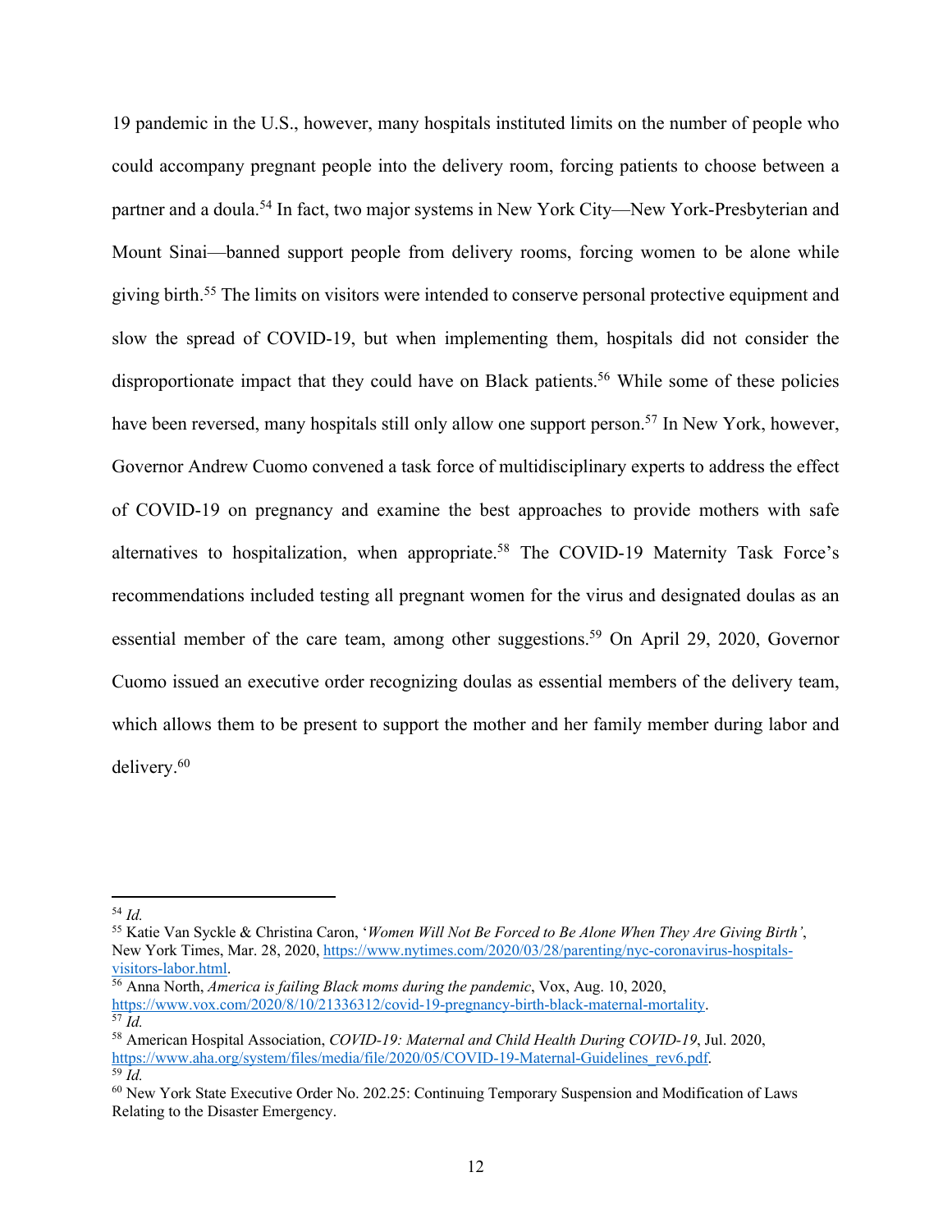19 pandemic in the U.S., however, many hospitals instituted limits on the number of people who could accompany pregnant people into the delivery room, forcing patients to choose between a partner and a doula.[54] In fact, two major systems in New York City—New York-Presbyterian and Mount Sinai—banned support people from delivery rooms, forcing women to be alone while giving birth.[55] The limits on visitors were intended to conserve personal protective equipment and slow the spread of COVID-19, but when implementing them, hospitals did not consider the disproportionate impact that they could have on Black patients.[56] While some of these policies have been reversed, many hospitals still only allow one support person.[57] In New York, however, Governor Andrew Cuomo convened a task force of multidisciplinary experts to address the effect of COVID-19 on pregnancy and examine the best approaches to provide mothers with safe alternatives to hospitalization, when appropriate.[58] The COVID-19 Maternity Task Force's recommendations included testing all pregnant women for the virus and designated doulas as an essential member of the care team, among other suggestions.[59] On April 29, 2020, Governor Cuomo issued an executive order recognizing doulas as essential members of the delivery team, which allows them to be present to support the mother and her family member during labor and delivery.[60]

---

[54] *Id.*

[55] Katie Van Syckle & Christina Caron, '*Women Will Not Be Forced to Be Alone When They Are Giving Birth'*, New York Times, Mar. 28, 2020, https://www.nytimes.com/2020/03/28/parenting/nyc-coronavirus-hospitals-visitors-labor.html.

[56] Anna North, *America is failing Black moms during the pandemic*, Vox, Aug. 10, 2020, https://www.vox.com/2020/8/10/21336312/covid-19-pregnancy-birth-black-maternal-mortality.

[57] *Id.*

[58] American Hospital Association, *COVID-19: Maternal and Child Health During COVID-19*, Jul. 2020, https://www.aha.org/system/files/media/file/2020/05/COVID-19-Maternal-Guidelines_rev6.pdf.

[59] *Id.*

[60] New York State Executive Order No. 202.25: Continuing Temporary Suspension and Modification of Laws Relating to the Disaster Emergency.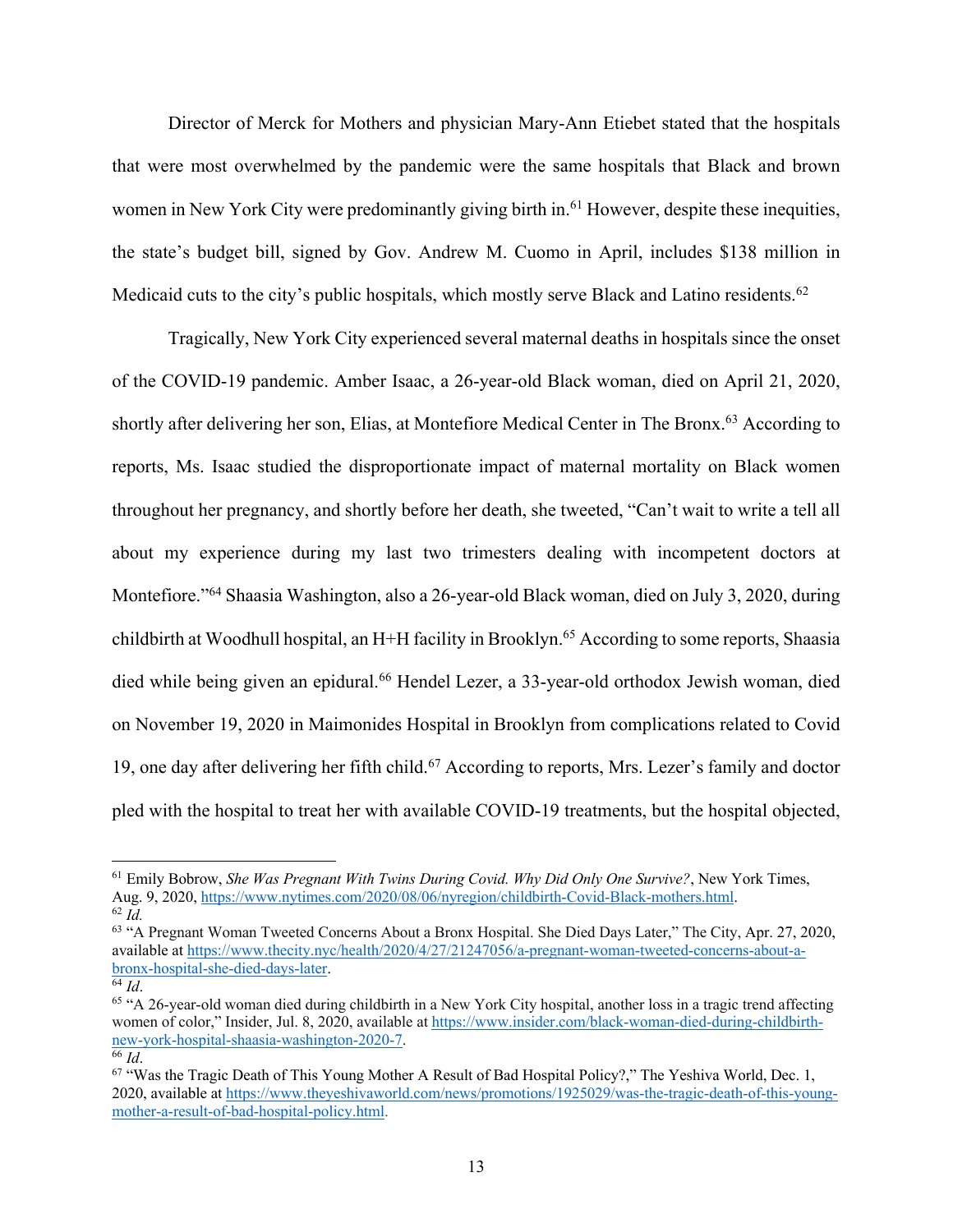Director of Merck for Mothers and physician Mary-Ann Etiebet stated that the hospitals that were most overwhelmed by the pandemic were the same hospitals that Black and brown women in New York City were predominantly giving birth in.[61] However, despite these inequities, the state's budget bill, signed by Gov. Andrew M. Cuomo in April, includes $138 million in Medicaid cuts to the city's public hospitals, which mostly serve Black and Latino residents.[62]

Tragically, New York City experienced several maternal deaths in hospitals since the onset of the COVID-19 pandemic. Amber Isaac, a 26-year-old Black woman, died on April 21, 2020, shortly after delivering her son, Elias, at Montefiore Medical Center in The Bronx.[63] According to reports, Ms. Isaac studied the disproportionate impact of maternal mortality on Black women throughout her pregnancy, and shortly before her death, she tweeted, "Can't wait to write a tell all about my experience during my last two trimesters dealing with incompetent doctors at Montefiore."[64] Shaasia Washington, also a 26-year-old Black woman, died on July 3, 2020, during childbirth at Woodhull hospital, an H+H facility in Brooklyn.[65] According to some reports, Shaasia died while being given an epidural.[66] Hendel Lezer, a 33-year-old orthodox Jewish woman, died on November 19, 2020 in Maimonides Hospital in Brooklyn from complications related to Covid 19, one day after delivering her fifth child.[67] According to reports, Mrs. Lezer's family and doctor pled with the hospital to treat her with available COVID-19 treatments, but the hospital objected,

---

[61] Emily Bobrow, *She Was Pregnant With Twins During Covid. Why Did Only One Survive?*, New York Times, Aug. 9, 2020, https://www.nytimes.com/2020/08/06/nyregion/childbirth-Covid-Black-mothers.html.

[62] *Id.*

[63] "A Pregnant Woman Tweeted Concerns About a Bronx Hospital. She Died Days Later," The City, Apr. 27, 2020, available at https://www.thecity.nyc/health/2020/4/27/21247056/a-pregnant-woman-tweeted-concerns-about-a-bronx-hospital-she-died-days-later.

[64] *Id*.

[65] "A 26-year-old woman died during childbirth in a New York City hospital, another loss in a tragic trend affecting women of color," Insider, Jul. 8, 2020, available at https://www.insider.com/black-woman-died-during-childbirth-new-york-hospital-shaasia-washington-2020-7.

[66] *Id*.

[67] "Was the Tragic Death of This Young Mother A Result of Bad Hospital Policy?," The Yeshiva World, Dec. 1, 2020, available at https://www.theyeshivaworld.com/news/promotions/1925029/was-the-tragic-death-of-this-young-mother-a-result-of-bad-hospital-policy.html.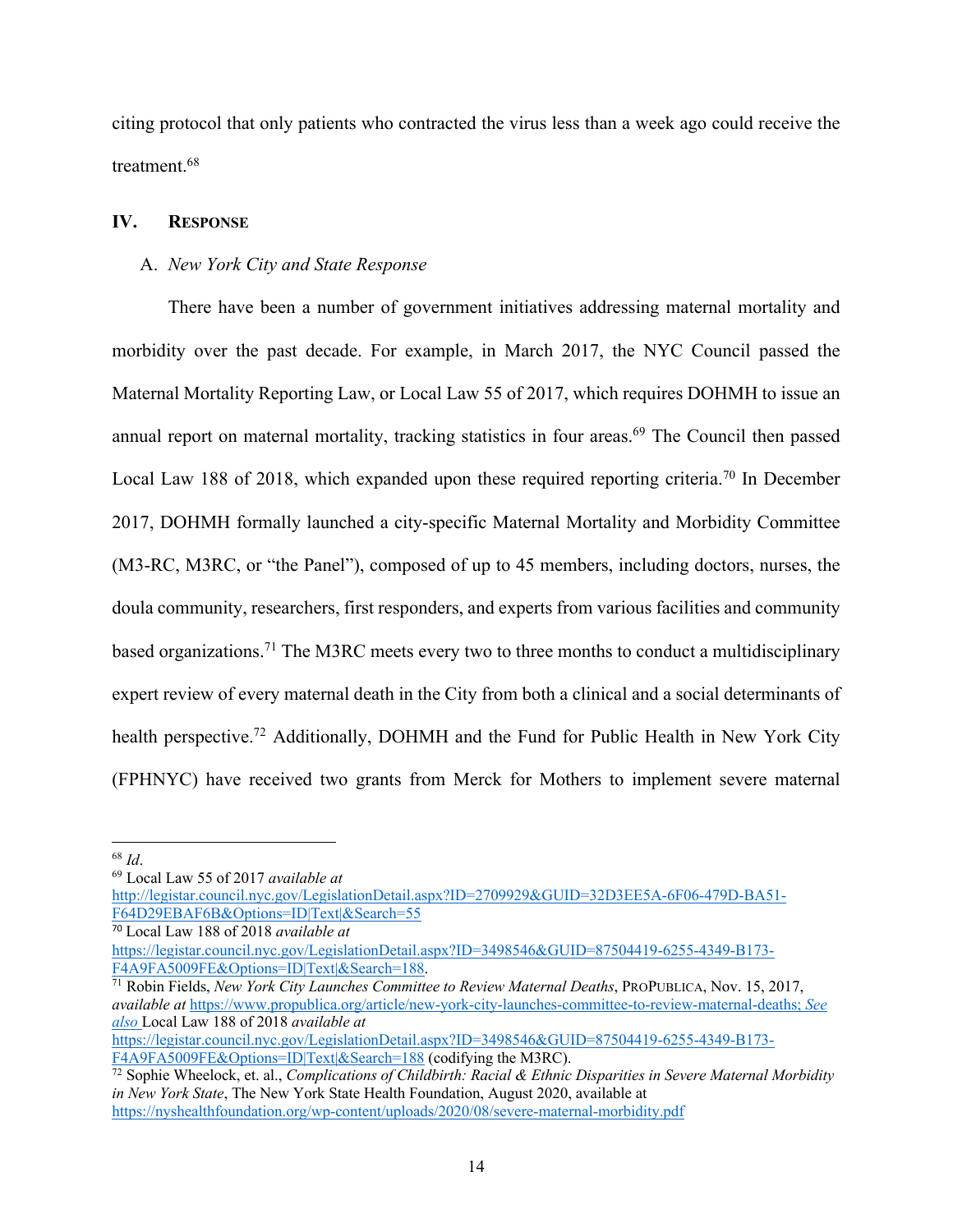citing protocol that only patients who contracted the virus less than a week ago could receive the treatment.[68]

## IV. Response

### A. *New York City and State Response*

There have been a number of government initiatives addressing maternal mortality and morbidity over the past decade. For example, in March 2017, the NYC Council passed the Maternal Mortality Reporting Law, or Local Law 55 of 2017, which requires DOHMH to issue an annual report on maternal mortality, tracking statistics in four areas.[69] The Council then passed Local Law 188 of 2018, which expanded upon these required reporting criteria.[70] In December 2017, DOHMH formally launched a city-specific Maternal Mortality and Morbidity Committee (M3-RC, M3RC, or "the Panel"), composed of up to 45 members, including doctors, nurses, the doula community, researchers, first responders, and experts from various facilities and community based organizations.[71] The M3RC meets every two to three months to conduct a multidisciplinary expert review of every maternal death in the City from both a clinical and a social determinants of health perspective.[72] Additionally, DOHMH and the Fund for Public Health in New York City (FPHNYC) have received two grants from Merck for Mothers to implement severe maternal

---

[68] *Id*.

[69] Local Law 55 of 2017 *available at* http://legistar.council.nyc.gov/LegislationDetail.aspx?ID=2709929&GUID=32D3EE5A-6F06-479D-BA51-F64D29EBAF6B&Options=ID|Text|&Search=55

[70] Local Law 188 of 2018 *available at* https://legistar.council.nyc.gov/LegislationDetail.aspx?ID=3498546&GUID=87504419-6255-4349-B173-F4A9FA5009FE&Options=ID|Text|&Search=188.

[71] Robin Fields, *New York City Launches Committee to Review Maternal Deaths*, ProPublica, Nov. 15, 2017, *available at* https://www.propublica.org/article/new-york-city-launches-committee-to-review-maternal-deaths; *See also* Local Law 188 of 2018 *available at* https://legistar.council.nyc.gov/LegislationDetail.aspx?ID=3498546&GUID=87504419-6255-4349-B173-F4A9FA5009FE&Options=ID|Text|&Search=188 (codifying the M3RC).

[72] Sophie Wheelock, et. al., *Complications of Childbirth: Racial & Ethnic Disparities in Severe Maternal Morbidity in New York State*, The New York State Health Foundation, August 2020, available at https://nyshealthfoundation.org/wp-content/uploads/2020/08/severe-maternal-morbidity.pdf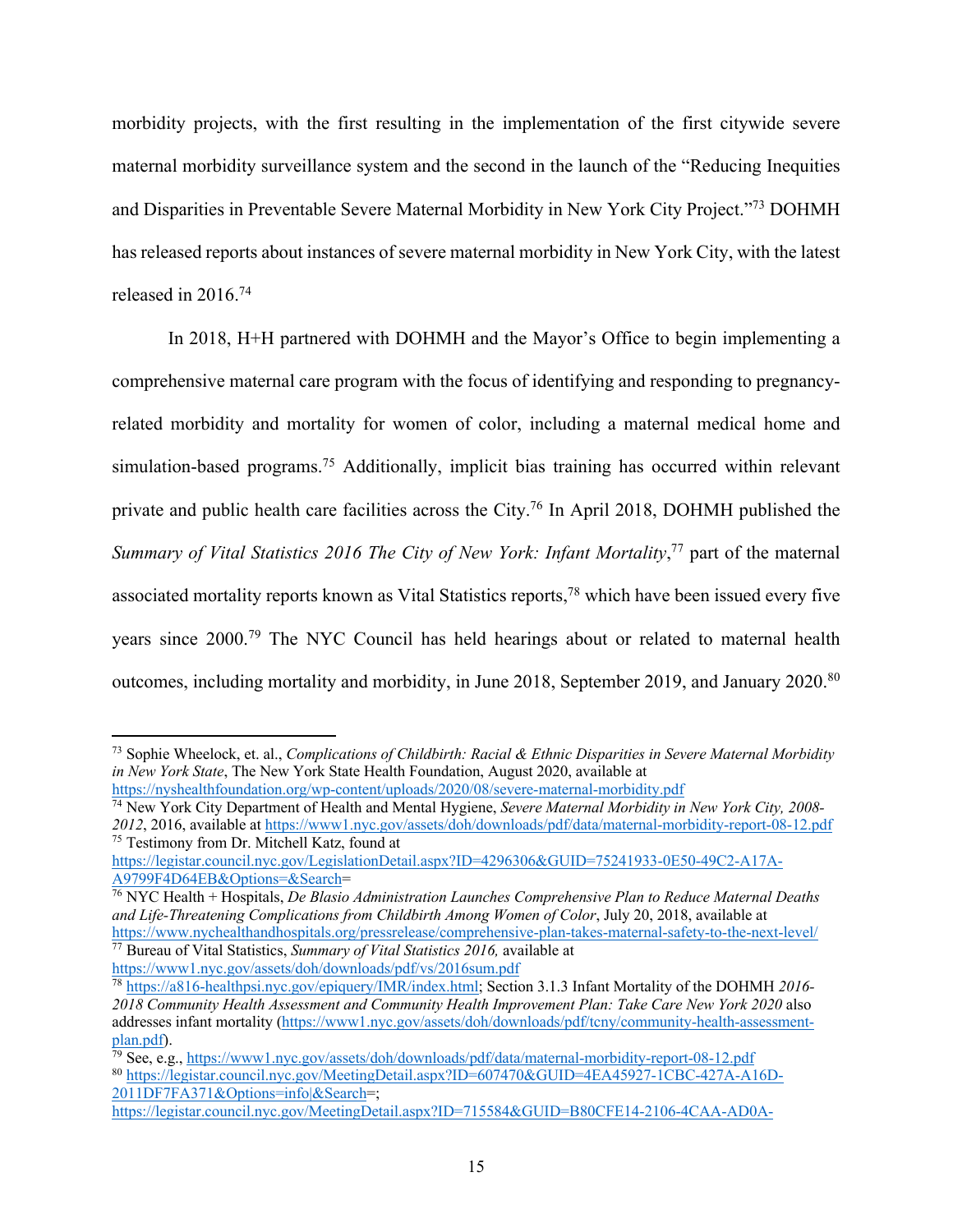morbidity projects, with the first resulting in the implementation of the first citywide severe maternal morbidity surveillance system and the second in the launch of the "Reducing Inequities and Disparities in Preventable Severe Maternal Morbidity in New York City Project."[73] DOHMH has released reports about instances of severe maternal morbidity in New York City, with the latest released in 2016.[74]

In 2018, H+H partnered with DOHMH and the Mayor's Office to begin implementing a comprehensive maternal care program with the focus of identifying and responding to pregnancy-related morbidity and mortality for women of color, including a maternal medical home and simulation-based programs.[75] Additionally, implicit bias training has occurred within relevant private and public health care facilities across the City.[76] In April 2018, DOHMH published the *Summary of Vital Statistics 2016 The City of New York: Infant Mortality*,[77] part of the maternal associated mortality reports known as Vital Statistics reports,[78] which have been issued every five years since 2000.[79] The NYC Council has held hearings about or related to maternal health outcomes, including mortality and morbidity, in June 2018, September 2019, and January 2020.[80]

---

[73] Sophie Wheelock, et. al., *Complications of Childbirth: Racial & Ethnic Disparities in Severe Maternal Morbidity in New York State*, The New York State Health Foundation, August 2020, available at https://nyshealthfoundation.org/wp-content/uploads/2020/08/severe-maternal-morbidity.pdf

[74] New York City Department of Health and Mental Hygiene, *Severe Maternal Morbidity in New York City, 2008-2012*, 2016, available at https://www1.nyc.gov/assets/doh/downloads/pdf/data/maternal-morbidity-report-08-12.pdf

[75] Testimony from Dr. Mitchell Katz, found at https://legistar.council.nyc.gov/LegislationDetail.aspx?ID=4296306&GUID=75241933-0E50-49C2-A17A-A9799F4D64EB&Options=&Search=

[76] NYC Health + Hospitals, *De Blasio Administration Launches Comprehensive Plan to Reduce Maternal Deaths and Life-Threatening Complications from Childbirth Among Women of Color*, July 20, 2018, available at https://www.nychealthandhospitals.org/pressrelease/comprehensive-plan-takes-maternal-safety-to-the-next-level/

[77] Bureau of Vital Statistics, *Summary of Vital Statistics 2016,* available at https://www1.nyc.gov/assets/doh/downloads/pdf/vs/2016sum.pdf

[78] https://a816-healthpsi.nyc.gov/epiquery/IMR/index.html; Section 3.1.3 Infant Mortality of the DOHMH *2016-2018 Community Health Assessment and Community Health Improvement Plan: Take Care New York 2020* also addresses infant mortality (https://www1.nyc.gov/assets/doh/downloads/pdf/tcny/community-health-assessment-plan.pdf).

[79] See, e.g., https://www1.nyc.gov/assets/doh/downloads/pdf/data/maternal-morbidity-report-08-12.pdf

[80] https://legistar.council.nyc.gov/MeetingDetail.aspx?ID=607470&GUID=4EA45927-1CBC-427A-A16D-2011DF7FA371&Options=info|&Search=; https://legistar.council.nyc.gov/MeetingDetail.aspx?ID=715584&GUID=B80CFE14-2106-4CAA-AD0A-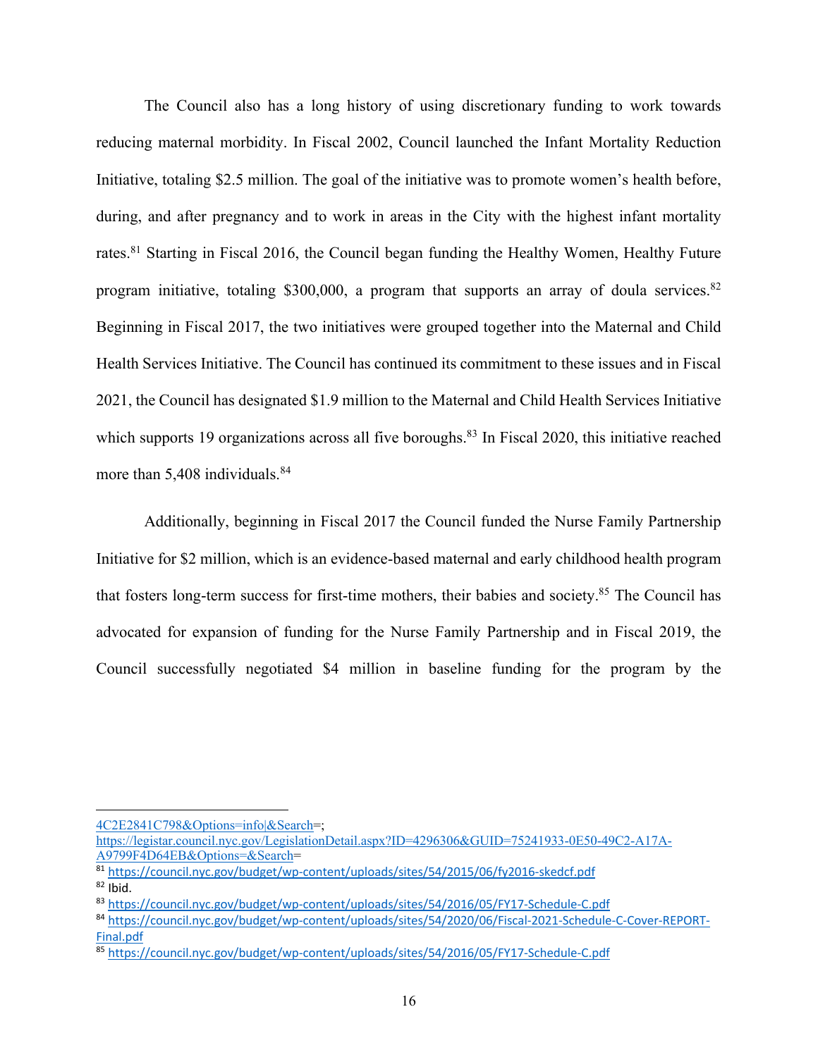The Council also has a long history of using discretionary funding to work towards reducing maternal morbidity. In Fiscal 2002, Council launched the Infant Mortality Reduction Initiative, totaling $2.5 million. The goal of the initiative was to promote women's health before, during, and after pregnancy and to work in areas in the City with the highest infant mortality rates.[81] Starting in Fiscal 2016, the Council began funding the Healthy Women, Healthy Future program initiative, totaling $300,000, a program that supports an array of doula services.[82] Beginning in Fiscal 2017, the two initiatives were grouped together into the Maternal and Child Health Services Initiative. The Council has continued its commitment to these issues and in Fiscal 2021, the Council has designated $1.9 million to the Maternal and Child Health Services Initiative which supports 19 organizations across all five boroughs.[83] In Fiscal 2020, this initiative reached more than 5,408 individuals.[84]

Additionally, beginning in Fiscal 2017 the Council funded the Nurse Family Partnership Initiative for $2 million, which is an evidence-based maternal and early childhood health program that fosters long-term success for first-time mothers, their babies and society.[85] The Council has advocated for expansion of funding for the Nurse Family Partnership and in Fiscal 2019, the Council successfully negotiated $4 million in baseline funding for the program by the

---

4C2E2841C798&Options=info|&Search=; https://legistar.council.nyc.gov/LegislationDetail.aspx?ID=4296306&GUID=75241933-0E50-49C2-A17A-A9799F4D64EB&Options=&Search=

[81] https://council.nyc.gov/budget/wp-content/uploads/sites/54/2015/06/fy2016-skedcf.pdf

[82] Ibid.

[83] https://council.nyc.gov/budget/wp-content/uploads/sites/54/2016/05/FY17-Schedule-C.pdf

[84] https://council.nyc.gov/budget/wp-content/uploads/sites/54/2020/06/Fiscal-2021-Schedule-C-Cover-REPORT-Final.pdf

[85] https://council.nyc.gov/budget/wp-content/uploads/sites/54/2016/05/FY17-Schedule-C.pdf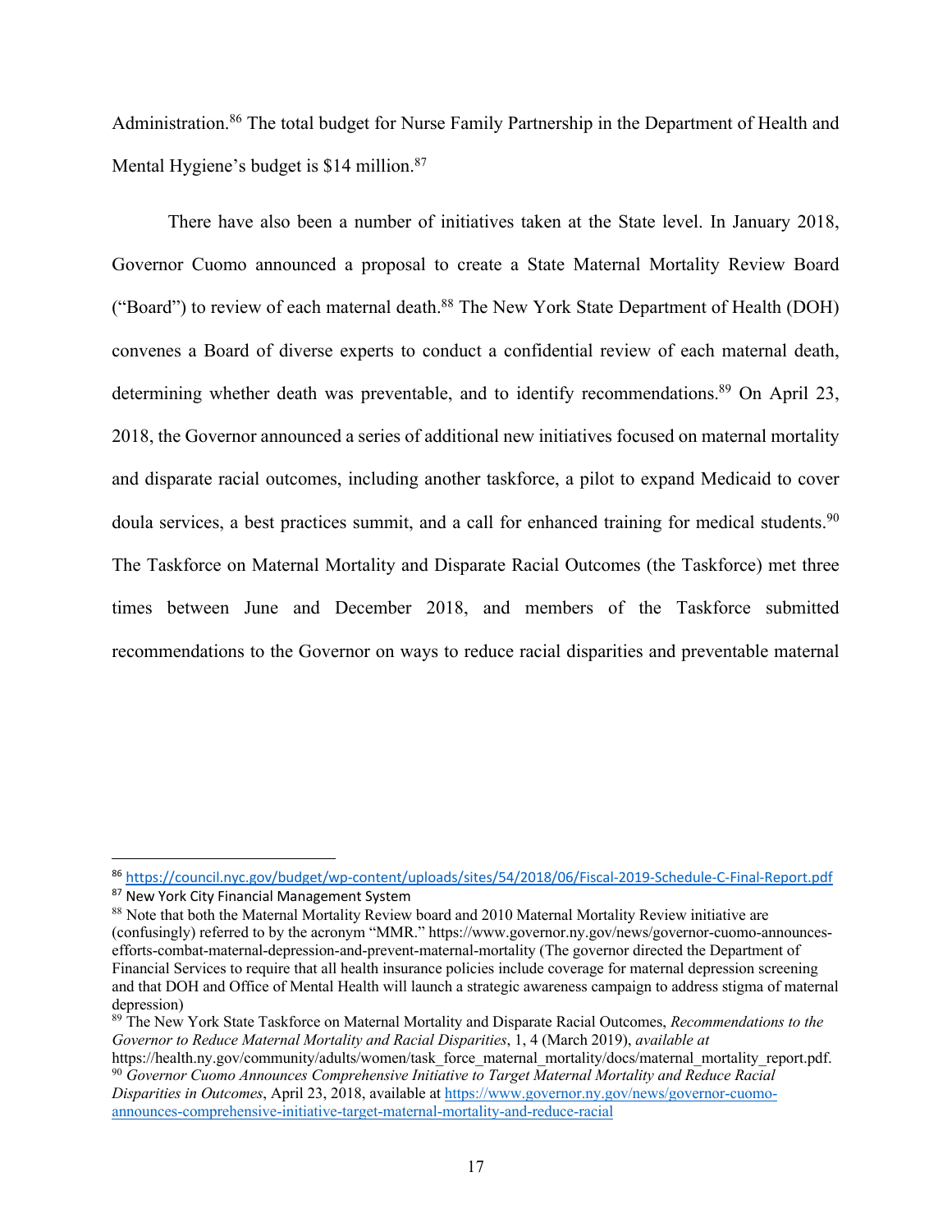Administration.[86] The total budget for Nurse Family Partnership in the Department of Health and Mental Hygiene's budget is $14 million.[87]

There have also been a number of initiatives taken at the State level. In January 2018, Governor Cuomo announced a proposal to create a State Maternal Mortality Review Board ("Board") to review of each maternal death.[88] The New York State Department of Health (DOH) convenes a Board of diverse experts to conduct a confidential review of each maternal death, determining whether death was preventable, and to identify recommendations.[89] On April 23, 2018, the Governor announced a series of additional new initiatives focused on maternal mortality and disparate racial outcomes, including another taskforce, a pilot to expand Medicaid to cover doula services, a best practices summit, and a call for enhanced training for medical students.[90] The Taskforce on Maternal Mortality and Disparate Racial Outcomes (the Taskforce) met three times between June and December 2018, and members of the Taskforce submitted recommendations to the Governor on ways to reduce racial disparities and preventable maternal

---

[86] https://council.nyc.gov/budget/wp-content/uploads/sites/54/2018/06/Fiscal-2019-Schedule-C-Final-Report.pdf

[87] New York City Financial Management System

[88] Note that both the Maternal Mortality Review board and 2010 Maternal Mortality Review initiative are (confusingly) referred to by the acronym "MMR." https://www.governor.ny.gov/news/governor-cuomo-announces-efforts-combat-maternal-depression-and-prevent-maternal-mortality (The governor directed the Department of Financial Services to require that all health insurance policies include coverage for maternal depression screening and that DOH and Office of Mental Health will launch a strategic awareness campaign to address stigma of maternal depression)

[89] The New York State Taskforce on Maternal Mortality and Disparate Racial Outcomes, *Recommendations to the Governor to Reduce Maternal Mortality and Racial Disparities*, 1, 4 (March 2019), *available at* https://health.ny.gov/community/adults/women/task_force_maternal_mortality/docs/maternal_mortality_report.pdf.

[90] *Governor Cuomo Announces Comprehensive Initiative to Target Maternal Mortality and Reduce Racial Disparities in Outcomes*, April 23, 2018, available at https://www.governor.ny.gov/news/governor-cuomo-announces-comprehensive-initiative-target-maternal-mortality-and-reduce-racial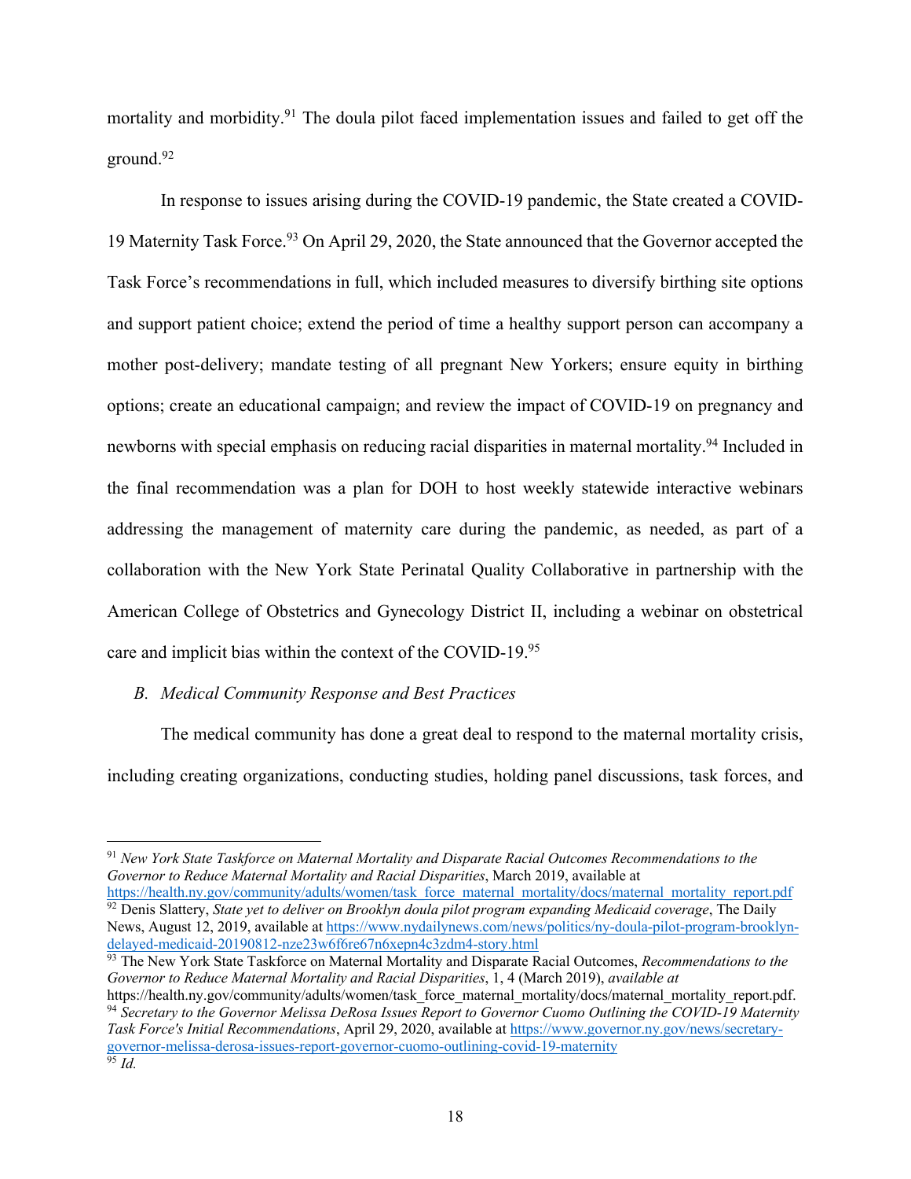mortality and morbidity.[91] The doula pilot faced implementation issues and failed to get off the ground.[92]

In response to issues arising during the COVID-19 pandemic, the State created a COVID-19 Maternity Task Force.[93] On April 29, 2020, the State announced that the Governor accepted the Task Force's recommendations in full, which included measures to diversify birthing site options and support patient choice; extend the period of time a healthy support person can accompany a mother post-delivery; mandate testing of all pregnant New Yorkers; ensure equity in birthing options; create an educational campaign; and review the impact of COVID-19 on pregnancy and newborns with special emphasis on reducing racial disparities in maternal mortality.[94] Included in the final recommendation was a plan for DOH to host weekly statewide interactive webinars addressing the management of maternity care during the pandemic, as needed, as part of a collaboration with the New York State Perinatal Quality Collaborative in partnership with the American College of Obstetrics and Gynecology District II, including a webinar on obstetrical care and implicit bias within the context of the COVID-19.[95]

### *B. Medical Community Response and Best Practices*

The medical community has done a great deal to respond to the maternal mortality crisis, including creating organizations, conducting studies, holding panel discussions, task forces, and

---

[91] *New York State Taskforce on Maternal Mortality and Disparate Racial Outcomes Recommendations to the Governor to Reduce Maternal Mortality and Racial Disparities*, March 2019, available at https://health.ny.gov/community/adults/women/task_force_maternal_mortality/docs/maternal_mortality_report.pdf

[92] Denis Slattery, *State yet to deliver on Brooklyn doula pilot program expanding Medicaid coverage*, The Daily News, August 12, 2019, available at https://www.nydailynews.com/news/politics/ny-doula-pilot-program-brooklyn-delayed-medicaid-20190812-nze23w6f6re67n6xepn4c3zdm4-story.html

[93] The New York State Taskforce on Maternal Mortality and Disparate Racial Outcomes, *Recommendations to the Governor to Reduce Maternal Mortality and Racial Disparities*, 1, 4 (March 2019), *available at* https://health.ny.gov/community/adults/women/task_force_maternal_mortality/docs/maternal_mortality_report.pdf.

[94] *Secretary to the Governor Melissa DeRosa Issues Report to Governor Cuomo Outlining the COVID-19 Maternity Task Force's Initial Recommendations*, April 29, 2020, available at https://www.governor.ny.gov/news/secretary-governor-melissa-derosa-issues-report-governor-cuomo-outlining-covid-19-maternity

[95] *Id.*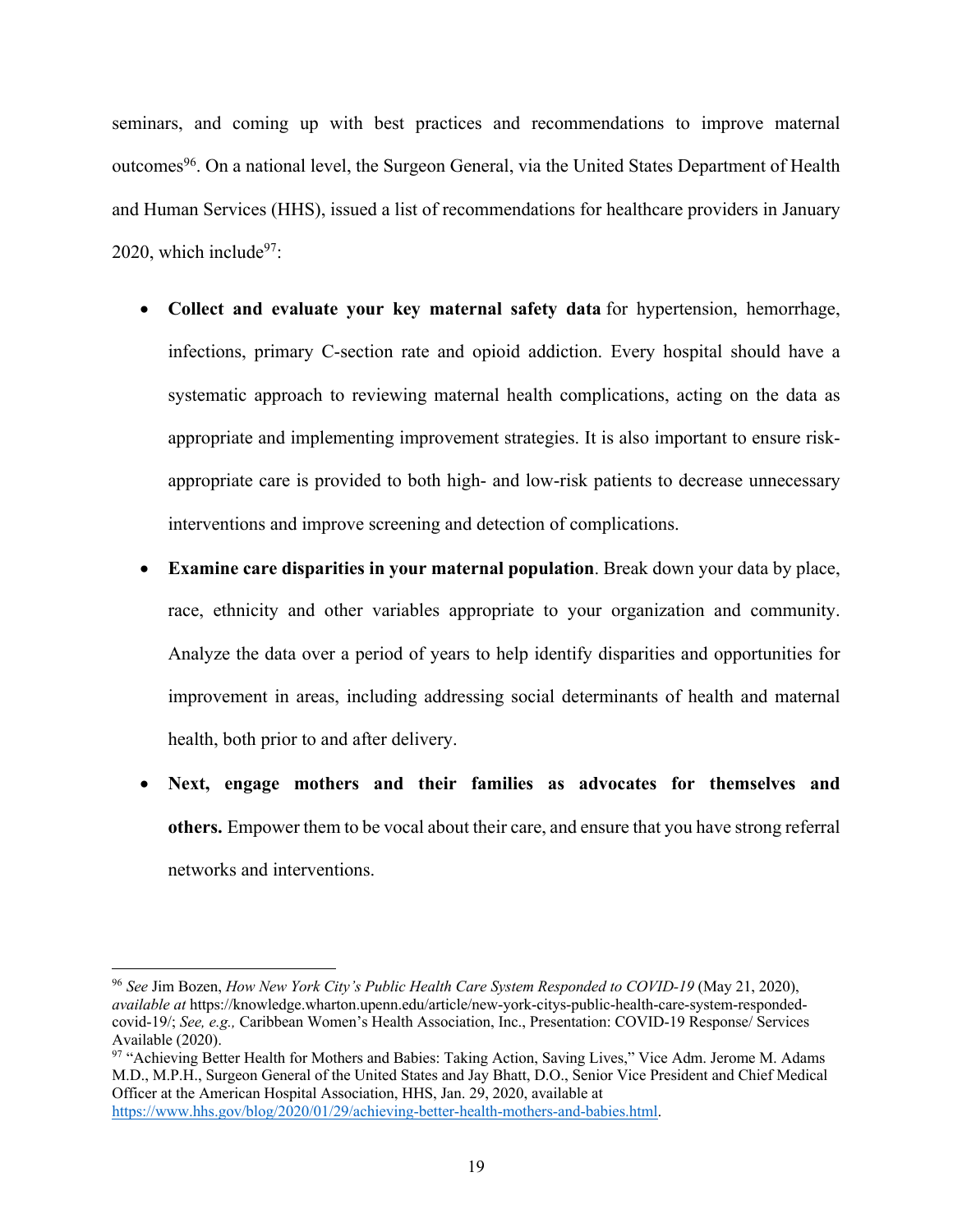seminars, and coming up with best practices and recommendations to improve maternal outcomes[96]. On a national level, the Surgeon General, via the United States Department of Health and Human Services (HHS), issued a list of recommendations for healthcare providers in January 2020, which include[97]:

- **Collect and evaluate your key maternal safety data** for hypertension, hemorrhage, infections, primary C-section rate and opioid addiction. Every hospital should have a systematic approach to reviewing maternal health complications, acting on the data as appropriate and implementing improvement strategies. It is also important to ensure risk-appropriate care is provided to both high- and low-risk patients to decrease unnecessary interventions and improve screening and detection of complications.
- **Examine care disparities in your maternal population**. Break down your data by place, race, ethnicity and other variables appropriate to your organization and community. Analyze the data over a period of years to help identify disparities and opportunities for improvement in areas, including addressing social determinants of health and maternal health, both prior to and after delivery.
- **Next, engage mothers and their families as advocates for themselves and others.** Empower them to be vocal about their care, and ensure that you have strong referral networks and interventions.

---

[96] *See* Jim Bozen, *How New York City's Public Health Care System Responded to COVID-19* (May 21, 2020), *available at* https://knowledge.wharton.upenn.edu/article/new-york-citys-public-health-care-system-responded-covid-19/; *See, e.g.,* Caribbean Women's Health Association, Inc., Presentation: COVID-19 Response/ Services Available (2020).

[97] "Achieving Better Health for Mothers and Babies: Taking Action, Saving Lives," Vice Adm. Jerome M. Adams M.D., M.P.H., Surgeon General of the United States and Jay Bhatt, D.O., Senior Vice President and Chief Medical Officer at the American Hospital Association, HHS, Jan. 29, 2020, available at https://www.hhs.gov/blog/2020/01/29/achieving-better-health-mothers-and-babies.html.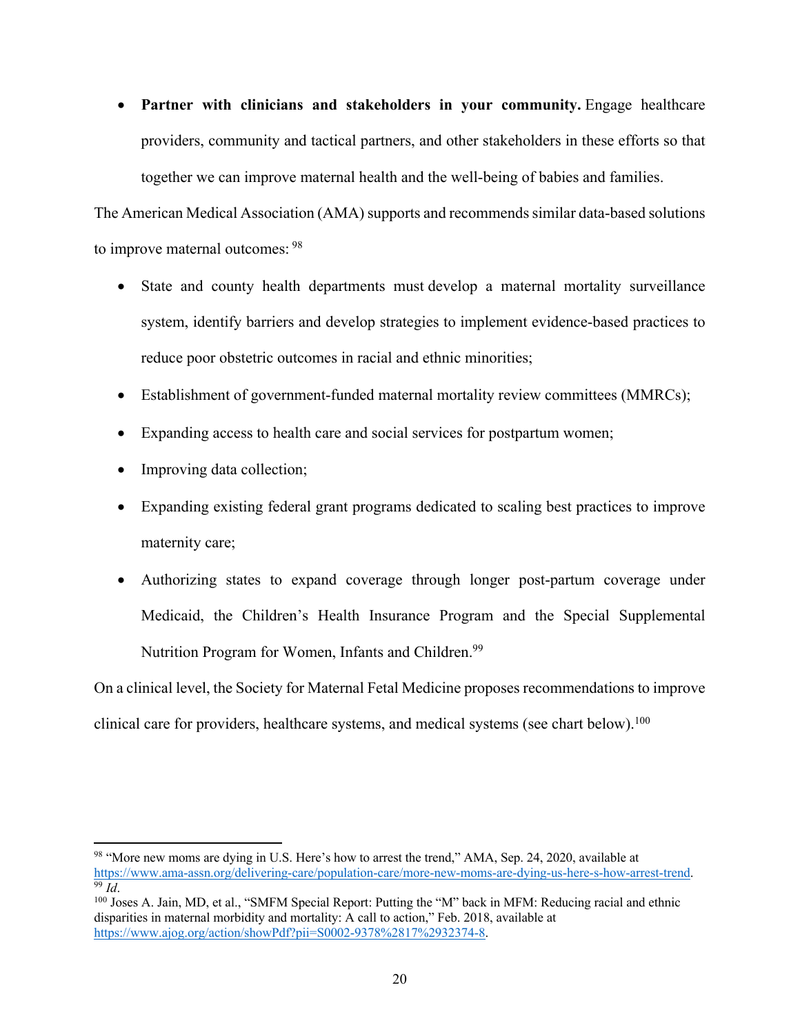- **Partner with clinicians and stakeholders in your community.** Engage healthcare providers, community and tactical partners, and other stakeholders in these efforts so that together we can improve maternal health and the well-being of babies and families.

The American Medical Association (AMA) supports and recommends similar data-based solutions to improve maternal outcomes: [98]

- State and county health departments must develop a maternal mortality surveillance system, identify barriers and develop strategies to implement evidence-based practices to reduce poor obstetric outcomes in racial and ethnic minorities;
- Establishment of government-funded maternal mortality review committees (MMRCs);
- Expanding access to health care and social services for postpartum women;
- Improving data collection;
- Expanding existing federal grant programs dedicated to scaling best practices to improve maternity care;
- Authorizing states to expand coverage through longer post-partum coverage under Medicaid, the Children's Health Insurance Program and the Special Supplemental Nutrition Program for Women, Infants and Children.[99]

On a clinical level, the Society for Maternal Fetal Medicine proposes recommendations to improve clinical care for providers, healthcare systems, and medical systems (see chart below).[100]

---

[98] "More new moms are dying in U.S. Here's how to arrest the trend," AMA, Sep. 24, 2020, available at https://www.ama-assn.org/delivering-care/population-care/more-new-moms-are-dying-us-here-s-how-arrest-trend.

[99] *Id*.

[100] Joses A. Jain, MD, et al., "SMFM Special Report: Putting the "M" back in MFM: Reducing racial and ethnic disparities in maternal morbidity and mortality: A call to action," Feb. 2018, available at https://www.ajog.org/action/showPdf?pii=S0002-9378%2817%2932374-8.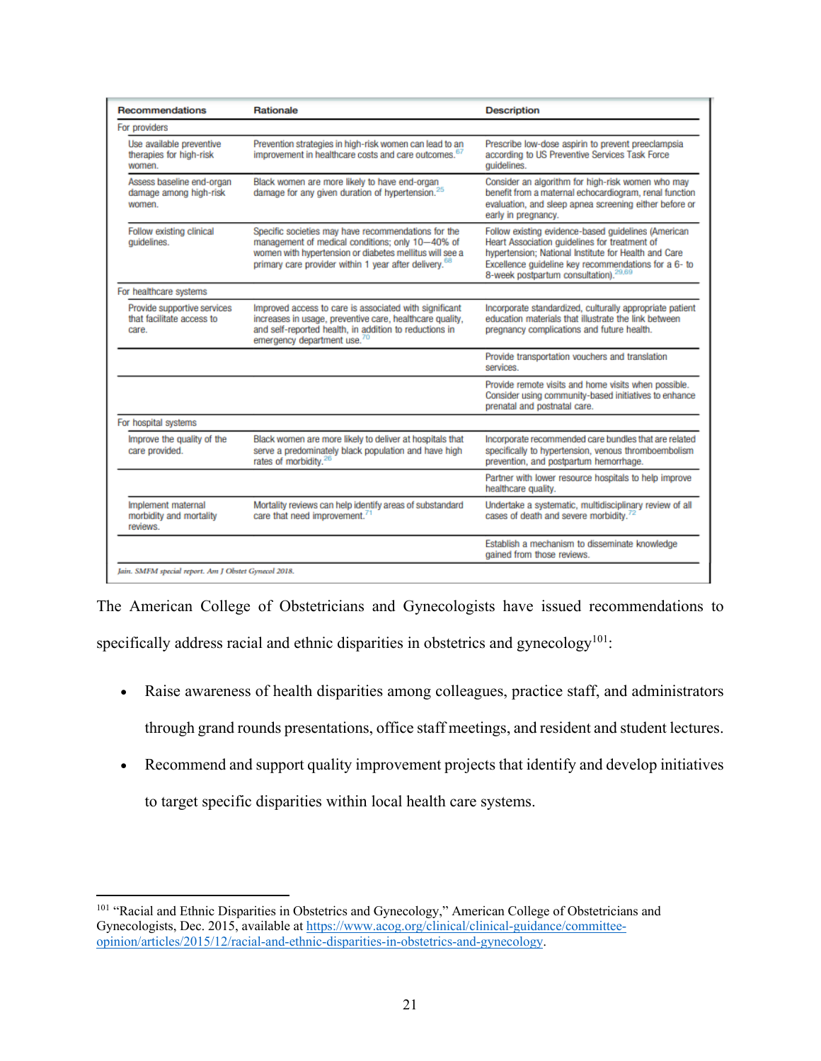| Recommendations | Rationale | Description |
|---|---|---|
| For providers | | |
| Use available preventive therapies for high-risk women. | Prevention strategies in high-risk women can lead to an improvement in healthcare costs and care outcomes.[67] | Prescribe low-dose aspirin to prevent preeclampsia according to US Preventive Services Task Force guidelines. |
| Assess baseline end-organ damage among high-risk women. | Black women are more likely to have end-organ damage for any given duration of hypertension.[25] | Consider an algorithm for high-risk women who may benefit from a maternal echocardiogram, renal function evaluation, and sleep apnea screening either before or early in pregnancy. |
| Follow existing clinical guidelines. | Specific societies may have recommendations for the management of medical conditions; only 10—40% of women with hypertension or diabetes mellitus will see a primary care provider within 1 year after delivery.[68] | Follow existing evidence-based guidelines (American Heart Association guidelines for treatment of hypertension; National Institute for Health and Care Excellence guideline key recommendations for a 6- to 8-week postpartum consultation).[29,69] |
| For healthcare systems | | |
| Provide supportive services that facilitate access to care. | Improved access to care is associated with significant increases in usage, preventive care, healthcare quality, and self-reported health, in addition to reductions in emergency department use.[70] | Incorporate standardized, culturally appropriate patient education materials that illustrate the link between pregnancy complications and future health. |
| | | Provide transportation vouchers and translation services. |
| | | Provide remote visits and home visits when possible. Consider using community-based initiatives to enhance prenatal and postnatal care. |
| For hospital systems | | |
| Improve the quality of the care provided. | Black women are more likely to deliver at hospitals that serve a predominately black population and have high rates of morbidity.[26] | Incorporate recommended care bundles that are related specifically to hypertension, venous thromboembolism prevention, and postpartum hemorrhage. |
| | | Partner with lower resource hospitals to help improve healthcare quality. |
| Implement maternal morbidity and mortality reviews. | Mortality reviews can help identify areas of substandard care that need improvement.[71] | Undertake a systematic, multidisciplinary review of all cases of death and severe morbidity.[72] |
| | | Establish a mechanism to disseminate knowledge gained from those reviews. |

*Jain. SMFM special report. Am J Obstet Gynecol 2018.*

The American College of Obstetricians and Gynecologists have issued recommendations to specifically address racial and ethnic disparities in obstetrics and gynecology[101]:

- Raise awareness of health disparities among colleagues, practice staff, and administrators through grand rounds presentations, office staff meetings, and resident and student lectures.
- Recommend and support quality improvement projects that identify and develop initiatives to target specific disparities within local health care systems.

---

[101] "Racial and Ethnic Disparities in Obstetrics and Gynecology," American College of Obstetricians and Gynecologists, Dec. 2015, available at https://www.acog.org/clinical/clinical-guidance/committee-opinion/articles/2015/12/racial-and-ethnic-disparities-in-obstetrics-and-gynecology.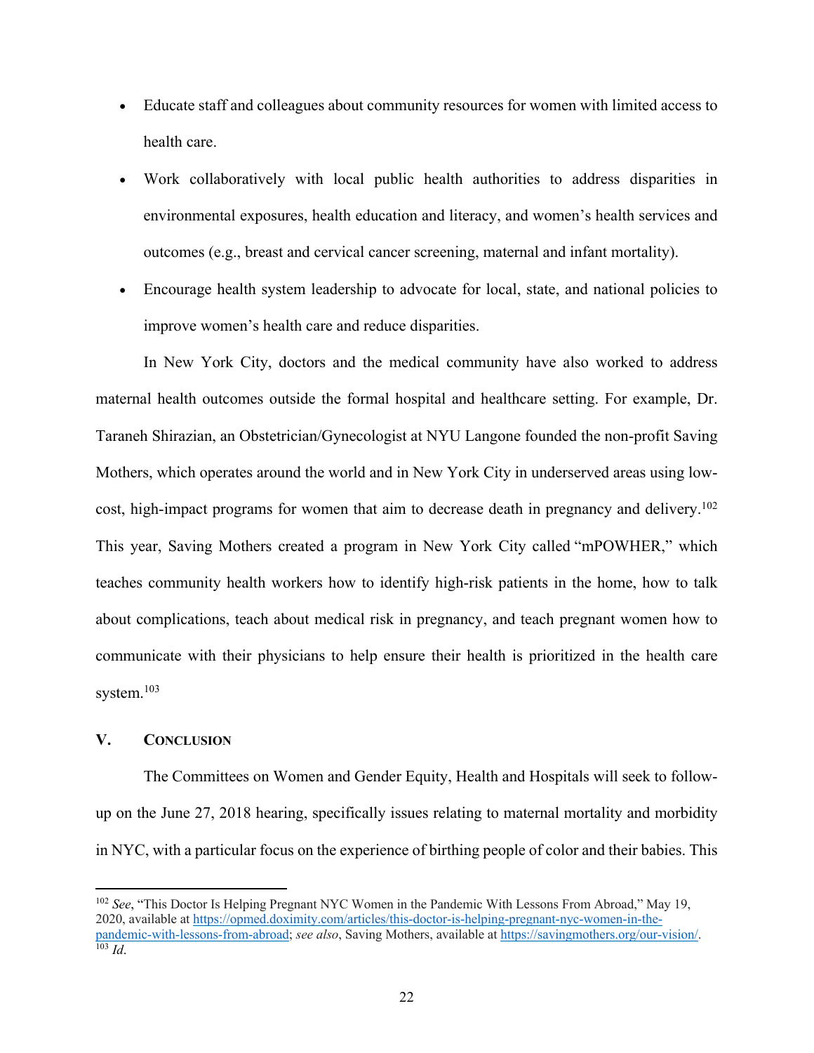- Educate staff and colleagues about community resources for women with limited access to health care.
- Work collaboratively with local public health authorities to address disparities in environmental exposures, health education and literacy, and women's health services and outcomes (e.g., breast and cervical cancer screening, maternal and infant mortality).
- Encourage health system leadership to advocate for local, state, and national policies to improve women's health care and reduce disparities.

In New York City, doctors and the medical community have also worked to address maternal health outcomes outside the formal hospital and healthcare setting. For example, Dr. Taraneh Shirazian, an Obstetrician/Gynecologist at NYU Langone founded the non-profit Saving Mothers, which operates around the world and in New York City in underserved areas using low-cost, high-impact programs for women that aim to decrease death in pregnancy and delivery.[102] This year, Saving Mothers created a program in New York City called "mPOWHER," which teaches community health workers how to identify high-risk patients in the home, how to talk about complications, teach about medical risk in pregnancy, and teach pregnant women how to communicate with their physicians to help ensure their health is prioritized in the health care system.[103]

## V. CONCLUSION

The Committees on Women and Gender Equity, Health and Hospitals will seek to follow-up on the June 27, 2018 hearing, specifically issues relating to maternal mortality and morbidity in NYC, with a particular focus on the experience of birthing people of color and their babies. This

---

[102] *See*, "This Doctor Is Helping Pregnant NYC Women in the Pandemic With Lessons From Abroad," May 19, 2020, available at https://opmed.doximity.com/articles/this-doctor-is-helping-pregnant-nyc-women-in-the-pandemic-with-lessons-from-abroad; *see also*, Saving Mothers, available at https://savingmothers.org/our-vision/.

[103] *Id*.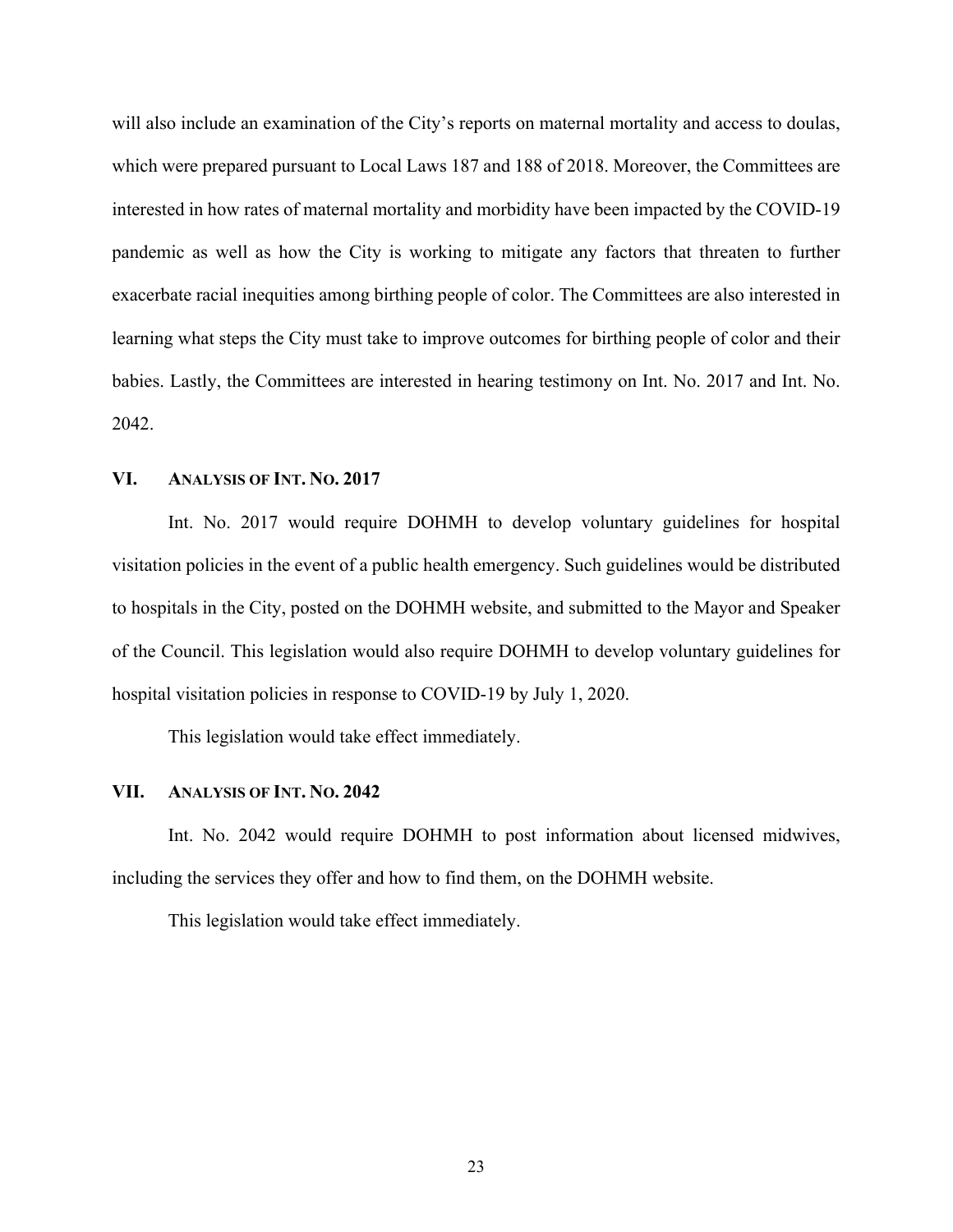will also include an examination of the City's reports on maternal mortality and access to doulas, which were prepared pursuant to Local Laws 187 and 188 of 2018. Moreover, the Committees are interested in how rates of maternal mortality and morbidity have been impacted by the COVID-19 pandemic as well as how the City is working to mitigate any factors that threaten to further exacerbate racial inequities among birthing people of color. The Committees are also interested in learning what steps the City must take to improve outcomes for birthing people of color and their babies. Lastly, the Committees are interested in hearing testimony on Int. No. 2017 and Int. No. 2042.

## VI. Analysis of Int. No. 2017

Int. No. 2017 would require DOHMH to develop voluntary guidelines for hospital visitation policies in the event of a public health emergency. Such guidelines would be distributed to hospitals in the City, posted on the DOHMH website, and submitted to the Mayor and Speaker of the Council. This legislation would also require DOHMH to develop voluntary guidelines for hospital visitation policies in response to COVID-19 by July 1, 2020.

This legislation would take effect immediately.

## VII. Analysis of Int. No. 2042

Int. No. 2042 would require DOHMH to post information about licensed midwives, including the services they offer and how to find them, on the DOHMH website.

This legislation would take effect immediately.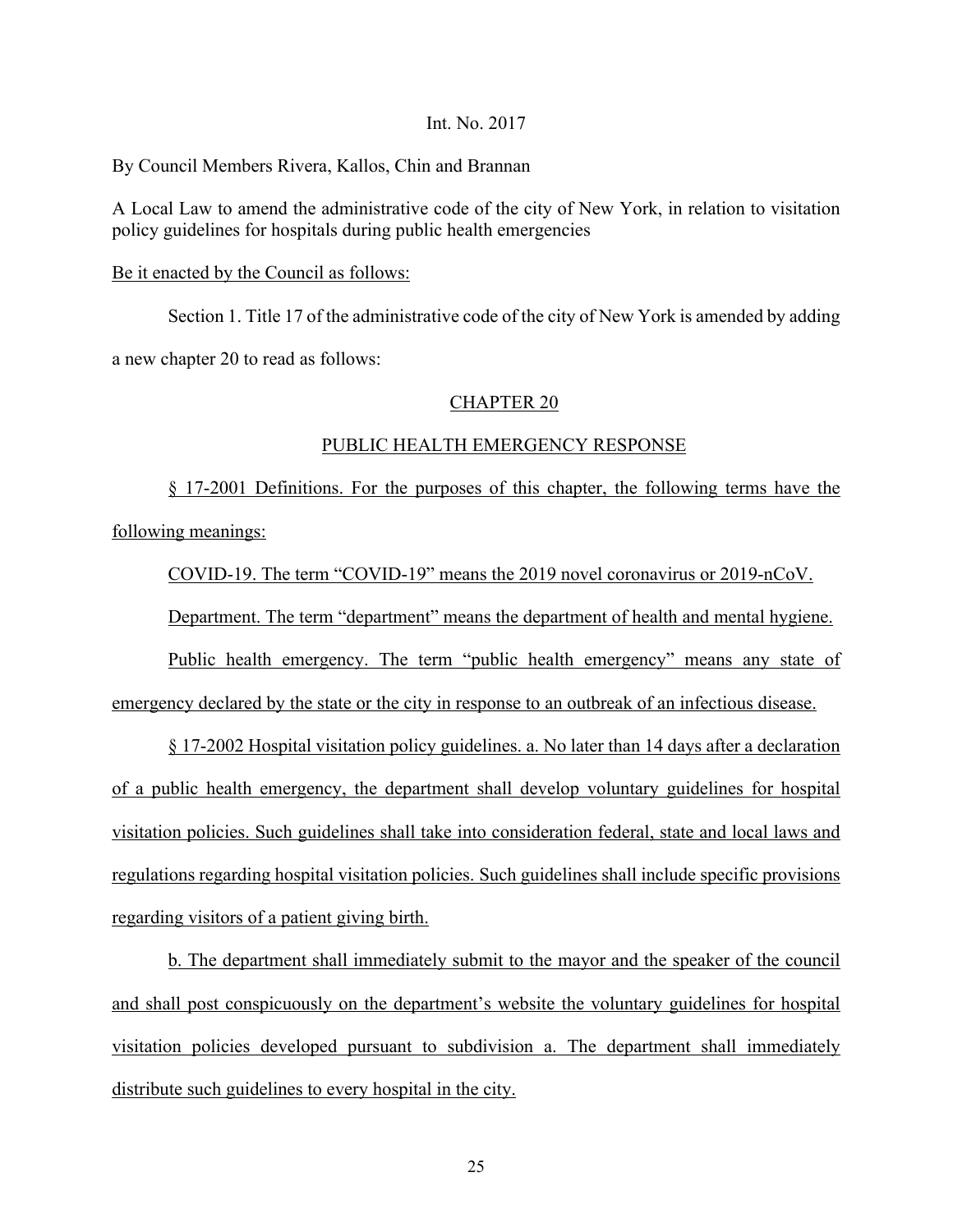Int. No. 2017

By Council Members Rivera, Kallos, Chin and Brannan

A Local Law to amend the administrative code of the city of New York, in relation to visitation policy guidelines for hospitals during public health emergencies

Be it enacted by the Council as follows:

Section 1. Title 17 of the administrative code of the city of New York is amended by adding a new chapter 20 to read as follows:

CHAPTER 20

PUBLIC HEALTH EMERGENCY RESPONSE

§ 17-2001 Definitions. For the purposes of this chapter, the following terms have the following meanings:

COVID-19. The term "COVID-19" means the 2019 novel coronavirus or 2019-nCoV.

Department. The term "department" means the department of health and mental hygiene.

Public health emergency. The term "public health emergency" means any state of emergency declared by the state or the city in response to an outbreak of an infectious disease.

§ 17-2002 Hospital visitation policy guidelines. a. No later than 14 days after a declaration of a public health emergency, the department shall develop voluntary guidelines for hospital visitation policies. Such guidelines shall take into consideration federal, state and local laws and regulations regarding hospital visitation policies. Such guidelines shall include specific provisions regarding visitors of a patient giving birth.

b. The department shall immediately submit to the mayor and the speaker of the council and shall post conspicuously on the department's website the voluntary guidelines for hospital visitation policies developed pursuant to subdivision a. The department shall immediately distribute such guidelines to every hospital in the city.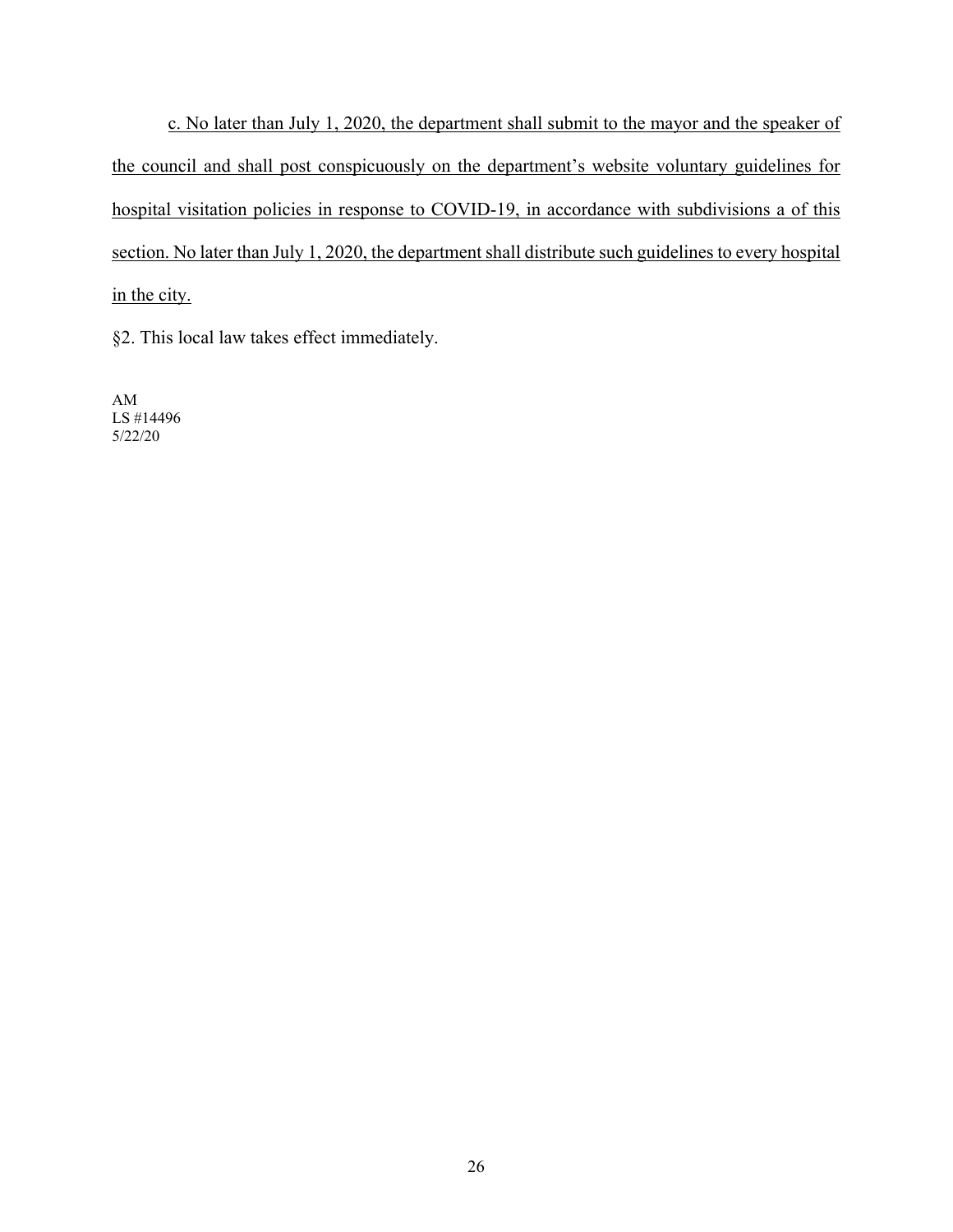c. No later than July 1, 2020, the department shall submit to the mayor and the speaker of the council and shall post conspicuously on the department's website voluntary guidelines for hospital visitation policies in response to COVID-19, in accordance with subdivisions a of this section. No later than July 1, 2020, the department shall distribute such guidelines to every hospital in the city.

§2. This local law takes effect immediately.

AM
LS #14496
5/22/20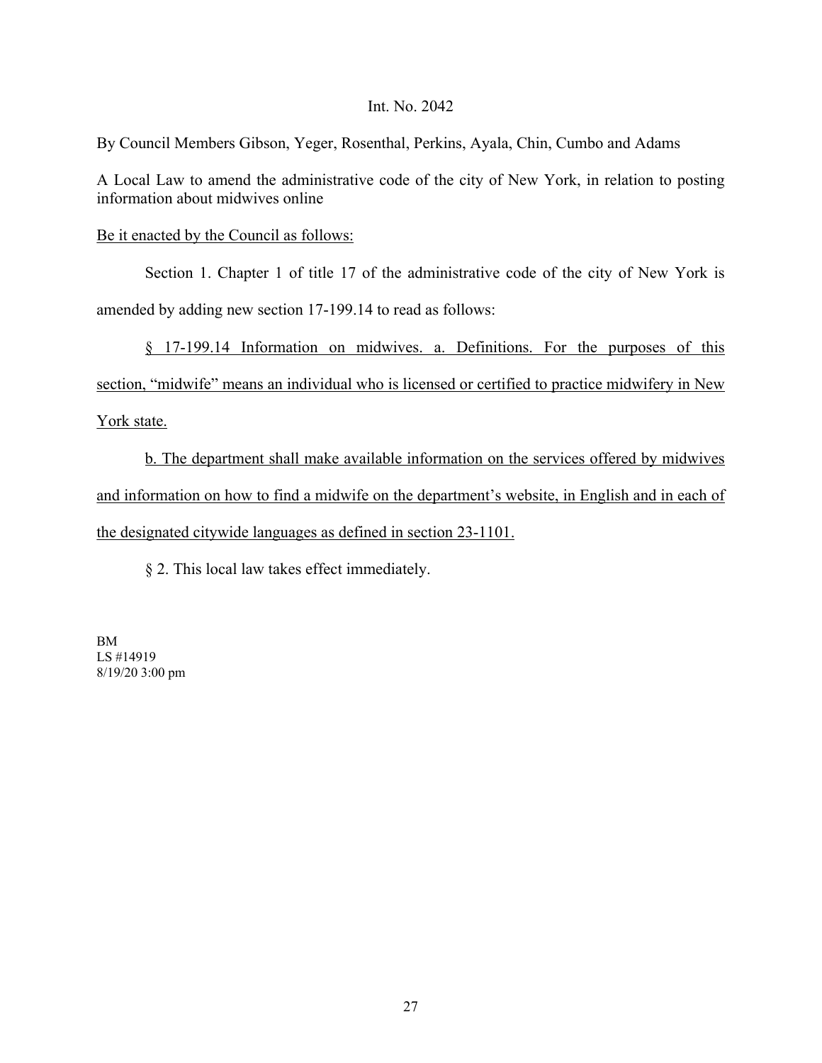Int. No. 2042

By Council Members Gibson, Yeger, Rosenthal, Perkins, Ayala, Chin, Cumbo and Adams

A Local Law to amend the administrative code of the city of New York, in relation to posting information about midwives online

Be it enacted by the Council as follows:

Section 1. Chapter 1 of title 17 of the administrative code of the city of New York is amended by adding new section 17-199.14 to read as follows:

§ 17-199.14 Information on midwives. a. Definitions. For the purposes of this section, "midwife" means an individual who is licensed or certified to practice midwifery in New York state.

b. The department shall make available information on the services offered by midwives and information on how to find a midwife on the department's website, in English and in each of the designated citywide languages as defined in section 23-1101.

§ 2. This local law takes effect immediately.

BM
LS #14919
8/19/20 3:00 pm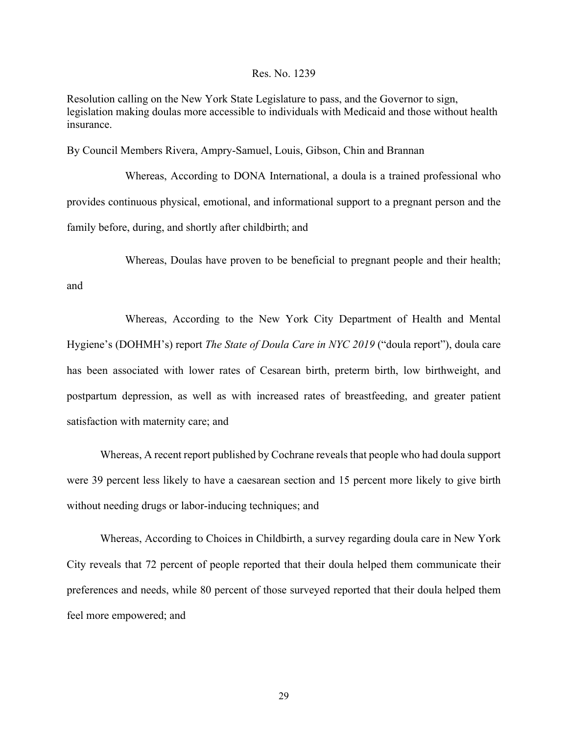Res. No. 1239

Resolution calling on the New York State Legislature to pass, and the Governor to sign, legislation making doulas more accessible to individuals with Medicaid and those without health insurance.

By Council Members Rivera, Ampry-Samuel, Louis, Gibson, Chin and Brannan

Whereas, According to DONA International, a doula is a trained professional who provides continuous physical, emotional, and informational support to a pregnant person and the family before, during, and shortly after childbirth; and

Whereas, Doulas have proven to be beneficial to pregnant people and their health; and

Whereas, According to the New York City Department of Health and Mental Hygiene's (DOHMH's) report *The State of Doula Care in NYC 2019* ("doula report"), doula care has been associated with lower rates of Cesarean birth, preterm birth, low birthweight, and postpartum depression, as well as with increased rates of breastfeeding, and greater patient satisfaction with maternity care; and

Whereas, A recent report published by Cochrane reveals that people who had doula support were 39 percent less likely to have a caesarean section and 15 percent more likely to give birth without needing drugs or labor-inducing techniques; and

Whereas, According to Choices in Childbirth, a survey regarding doula care in New York City reveals that 72 percent of people reported that their doula helped them communicate their preferences and needs, while 80 percent of those surveyed reported that their doula helped them feel more empowered; and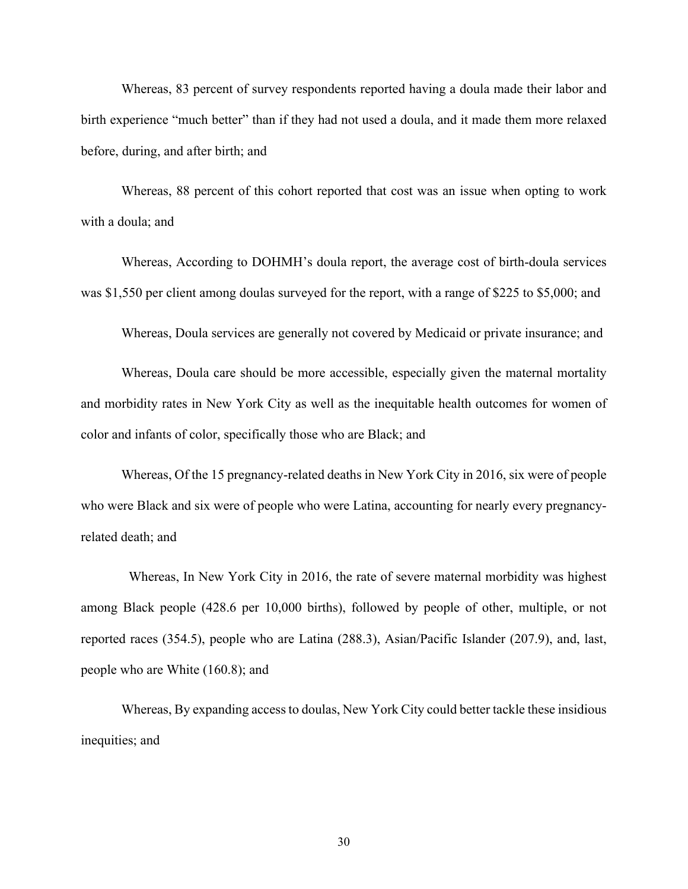Whereas, 83 percent of survey respondents reported having a doula made their labor and birth experience "much better" than if they had not used a doula, and it made them more relaxed before, during, and after birth; and

Whereas, 88 percent of this cohort reported that cost was an issue when opting to work with a doula; and

Whereas, According to DOHMH's doula report, the average cost of birth-doula services was $1,550 per client among doulas surveyed for the report, with a range of $225 to $5,000; and

Whereas, Doula services are generally not covered by Medicaid or private insurance; and

Whereas, Doula care should be more accessible, especially given the maternal mortality and morbidity rates in New York City as well as the inequitable health outcomes for women of color and infants of color, specifically those who are Black; and

Whereas, Of the 15 pregnancy-related deaths in New York City in 2016, six were of people who were Black and six were of people who were Latina, accounting for nearly every pregnancy-related death; and

Whereas, In New York City in 2016, the rate of severe maternal morbidity was highest among Black people (428.6 per 10,000 births), followed by people of other, multiple, or not reported races (354.5), people who are Latina (288.3), Asian/Pacific Islander (207.9), and, last, people who are White (160.8); and

Whereas, By expanding access to doulas, New York City could better tackle these insidious inequities; and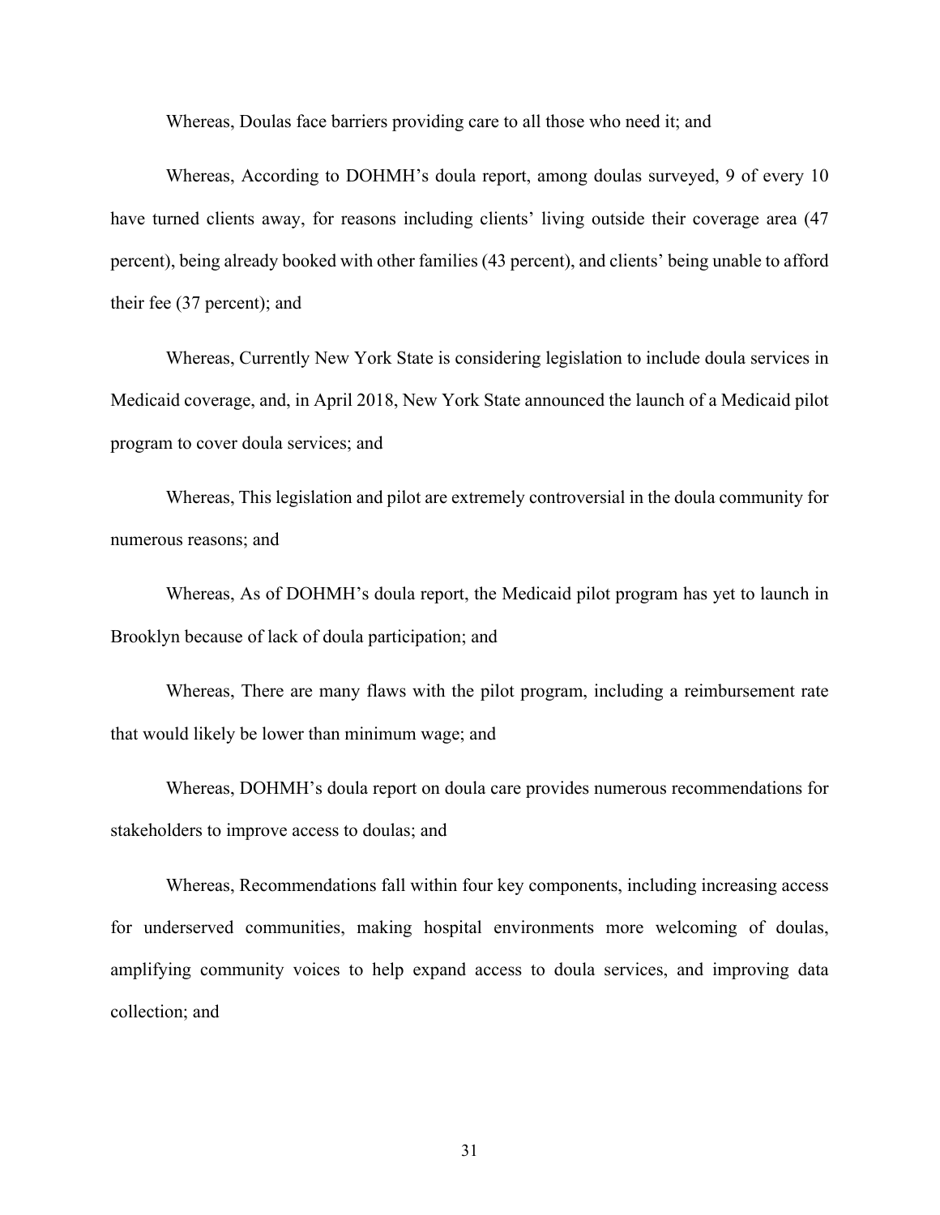Whereas, Doulas face barriers providing care to all those who need it; and

Whereas, According to DOHMH's doula report, among doulas surveyed, 9 of every 10 have turned clients away, for reasons including clients' living outside their coverage area (47 percent), being already booked with other families (43 percent), and clients' being unable to afford their fee (37 percent); and

Whereas, Currently New York State is considering legislation to include doula services in Medicaid coverage, and, in April 2018, New York State announced the launch of a Medicaid pilot program to cover doula services; and

Whereas, This legislation and pilot are extremely controversial in the doula community for numerous reasons; and

Whereas, As of DOHMH's doula report, the Medicaid pilot program has yet to launch in Brooklyn because of lack of doula participation; and

Whereas, There are many flaws with the pilot program, including a reimbursement rate that would likely be lower than minimum wage; and

Whereas, DOHMH's doula report on doula care provides numerous recommendations for stakeholders to improve access to doulas; and

Whereas, Recommendations fall within four key components, including increasing access for underserved communities, making hospital environments more welcoming of doulas, amplifying community voices to help expand access to doula services, and improving data collection; and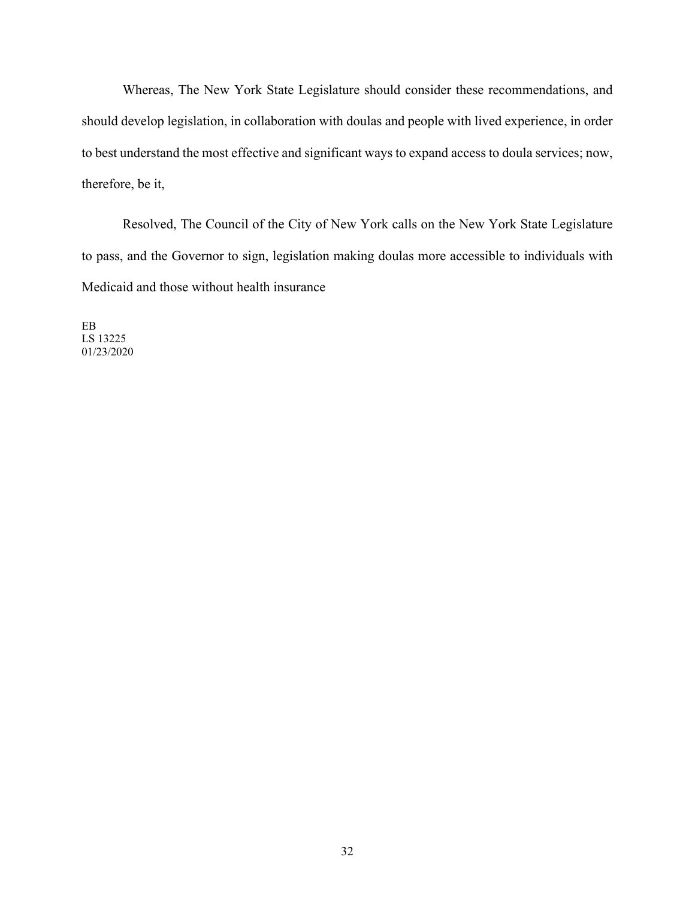Whereas, The New York State Legislature should consider these recommendations, and should develop legislation, in collaboration with doulas and people with lived experience, in order to best understand the most effective and significant ways to expand access to doula services; now, therefore, be it,

Resolved, The Council of the City of New York calls on the New York State Legislature to pass, and the Governor to sign, legislation making doulas more accessible to individuals with Medicaid and those without health insurance

EB
LS 13225
01/23/2020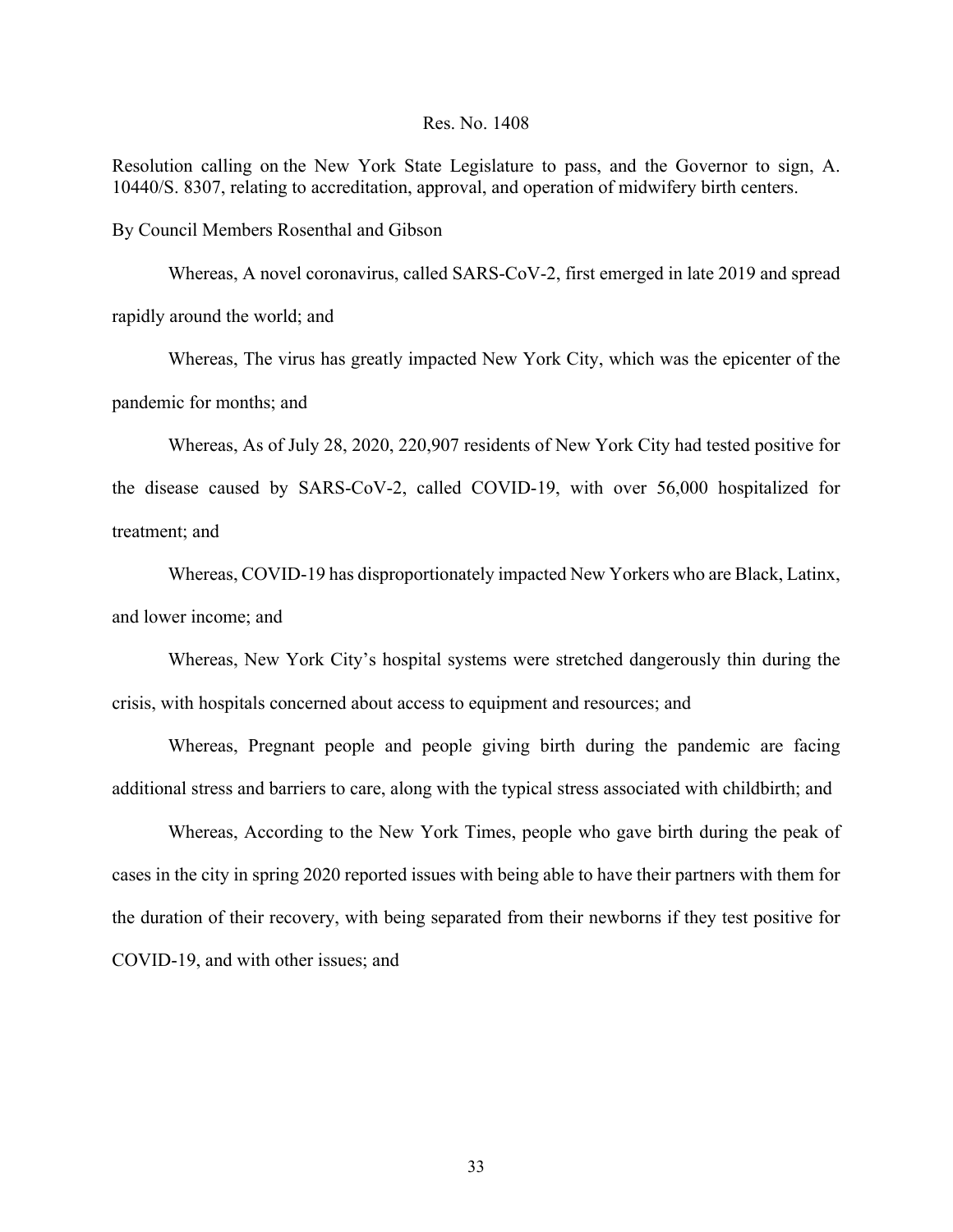Res. No. 1408

Resolution calling on the New York State Legislature to pass, and the Governor to sign, A. 10440/S. 8307, relating to accreditation, approval, and operation of midwifery birth centers.

By Council Members Rosenthal and Gibson

Whereas, A novel coronavirus, called SARS-CoV-2, first emerged in late 2019 and spread rapidly around the world; and

Whereas, The virus has greatly impacted New York City, which was the epicenter of the pandemic for months; and

Whereas, As of July 28, 2020, 220,907 residents of New York City had tested positive for the disease caused by SARS-CoV-2, called COVID-19, with over 56,000 hospitalized for treatment; and

Whereas, COVID-19 has disproportionately impacted New Yorkers who are Black, Latinx, and lower income; and

Whereas, New York City's hospital systems were stretched dangerously thin during the crisis, with hospitals concerned about access to equipment and resources; and

Whereas, Pregnant people and people giving birth during the pandemic are facing additional stress and barriers to care, along with the typical stress associated with childbirth; and

Whereas, According to the New York Times, people who gave birth during the peak of cases in the city in spring 2020 reported issues with being able to have their partners with them for the duration of their recovery, with being separated from their newborns if they test positive for COVID-19, and with other issues; and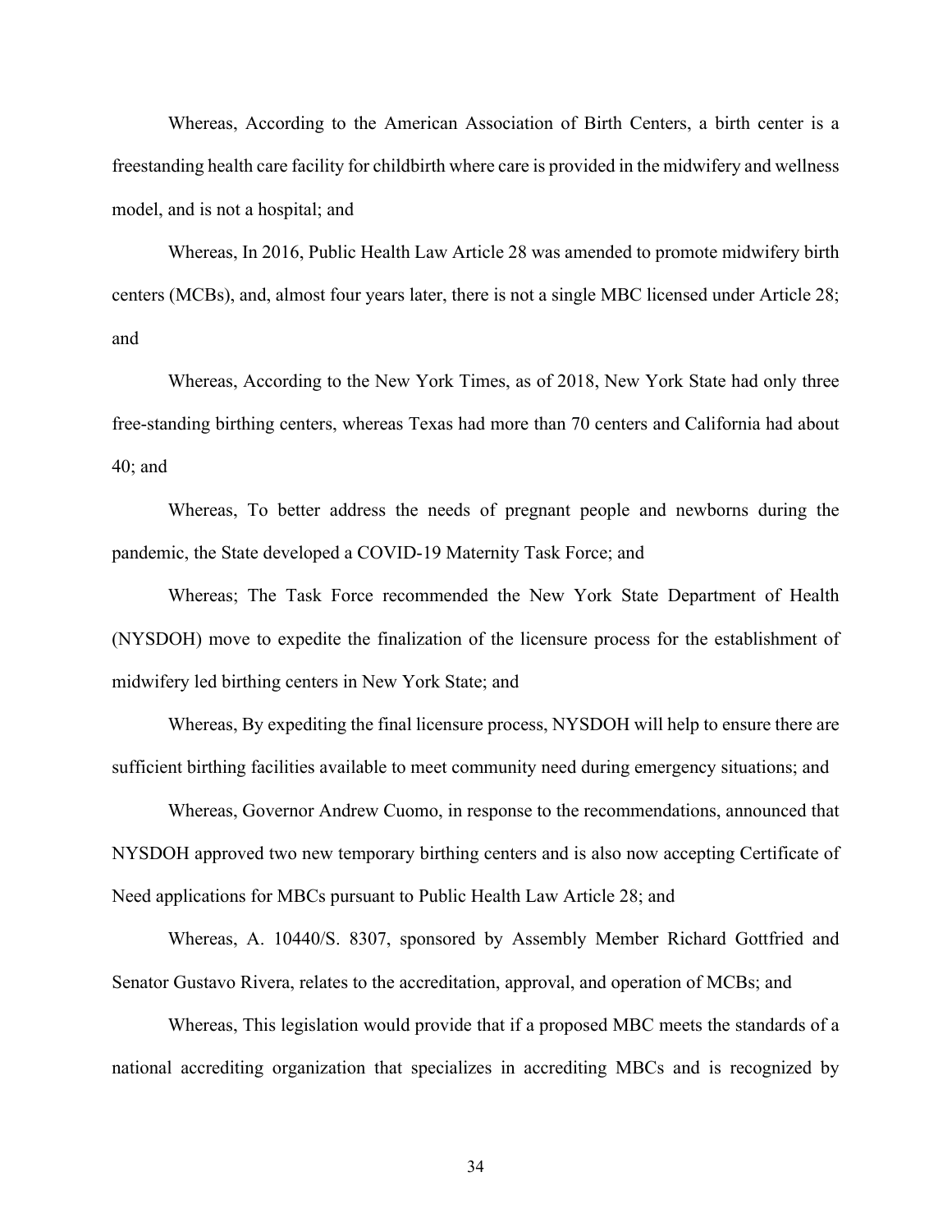Whereas, According to the American Association of Birth Centers, a birth center is a freestanding health care facility for childbirth where care is provided in the midwifery and wellness model, and is not a hospital; and

Whereas, In 2016, Public Health Law Article 28 was amended to promote midwifery birth centers (MCBs), and, almost four years later, there is not a single MBC licensed under Article 28; and

Whereas, According to the New York Times, as of 2018, New York State had only three free-standing birthing centers, whereas Texas had more than 70 centers and California had about 40; and

Whereas, To better address the needs of pregnant people and newborns during the pandemic, the State developed a COVID-19 Maternity Task Force; and

Whereas; The Task Force recommended the New York State Department of Health (NYSDOH) move to expedite the finalization of the licensure process for the establishment of midwifery led birthing centers in New York State; and

Whereas, By expediting the final licensure process, NYSDOH will help to ensure there are sufficient birthing facilities available to meet community need during emergency situations; and

Whereas, Governor Andrew Cuomo, in response to the recommendations, announced that NYSDOH approved two new temporary birthing centers and is also now accepting Certificate of Need applications for MBCs pursuant to Public Health Law Article 28; and

Whereas, A. 10440/S. 8307, sponsored by Assembly Member Richard Gottfried and Senator Gustavo Rivera, relates to the accreditation, approval, and operation of MCBs; and

Whereas, This legislation would provide that if a proposed MBC meets the standards of a national accrediting organization that specializes in accrediting MBCs and is recognized by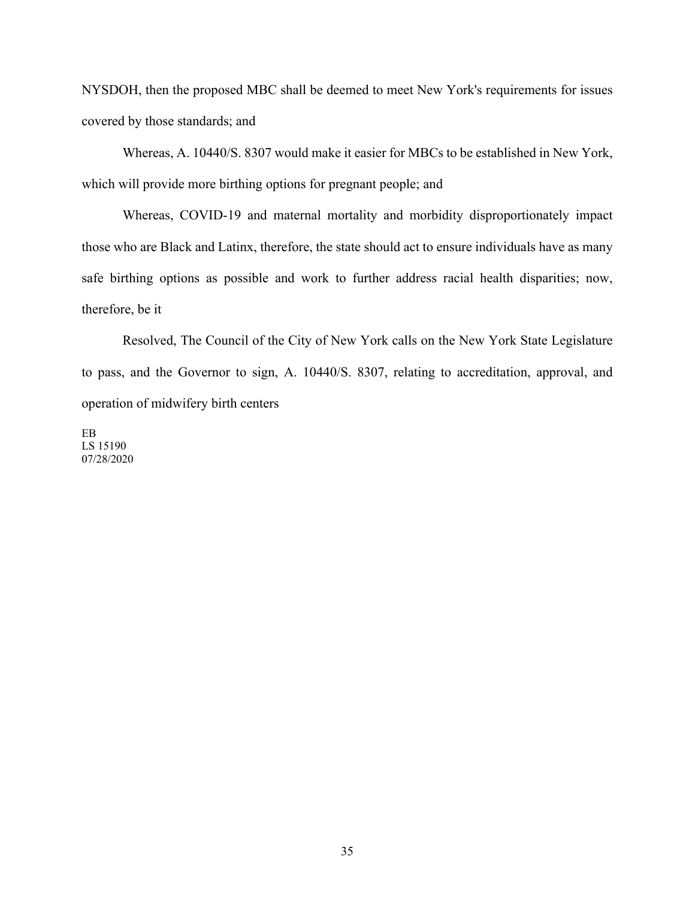NYSDOH, then the proposed MBC shall be deemed to meet New York's requirements for issues covered by those standards; and

Whereas, A. 10440/S. 8307 would make it easier for MBCs to be established in New York, which will provide more birthing options for pregnant people; and

Whereas, COVID-19 and maternal mortality and morbidity disproportionately impact those who are Black and Latinx, therefore, the state should act to ensure individuals have as many safe birthing options as possible and work to further address racial health disparities; now, therefore, be it

Resolved, The Council of the City of New York calls on the New York State Legislature to pass, and the Governor to sign, A. 10440/S. 8307, relating to accreditation, approval, and operation of midwifery birth centers

EB
LS 15190
07/28/2020